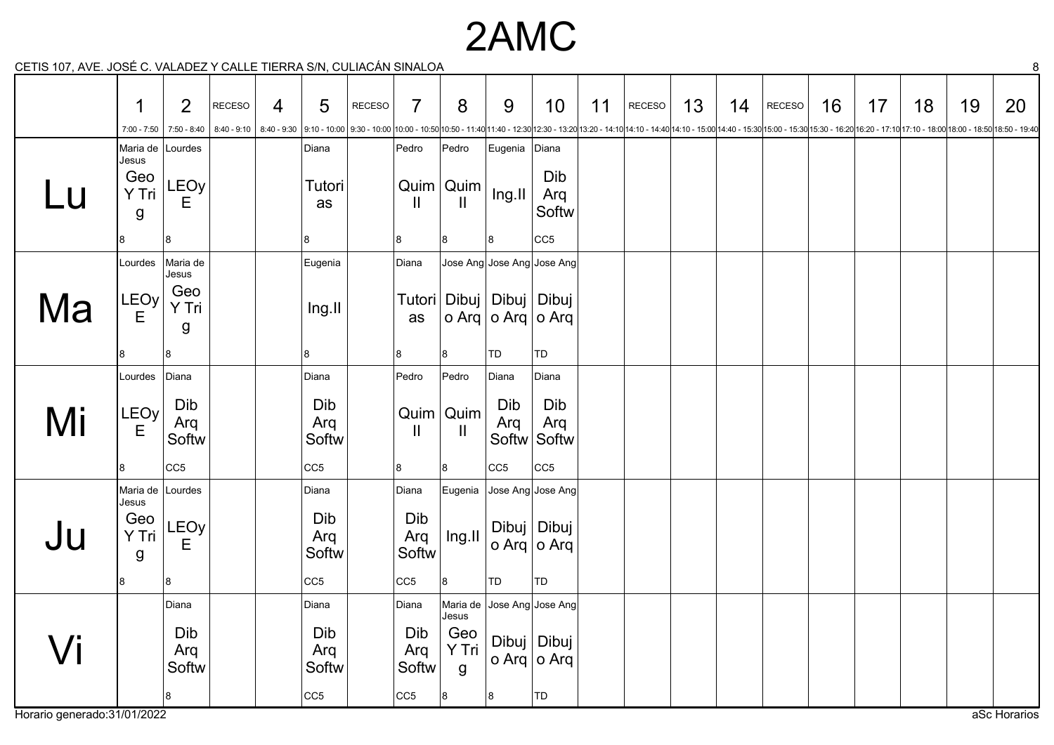# 2AMC

CETIS 107, AVE. JOSÉ C. VALADEZ Y CALLE TIERRA S/N, CULIACÁN SINALOA

| | 1<br>7:00 - 7:50 | 2<br>7:50 - 8:40 | RECESO<br>8:40 - 9:10 | 4<br>8:40 - 9:30 | 5<br>9:10 - 10:00 | RECESO<br>9:30 - 10:00 | 7<br>10:00 - 10:50 | 8<br>10:50 - 11:40 | 9<br>11:40 - 12:30 | 10<br>12:30 - 13:20 | 11<br>13:20 - 14:10 | RECESO<br>14:10 - 14:40 | 13<br>14:10 - 15:00 | 14<br>14:40 - 15:30 | RECESO<br>15:00 - 15:30 | 16<br>15:30 - 16:20 | 17<br>16:20 - 17:10 | 18<br>17:10 - 18:00 | 19<br>18:00 - 18:50 | 20<br>18:50 - 19:40 |
|---|---|---|---|---|---|---|---|---|---|---|---|---|---|---|---|---|---|---|---|---|
| Lu | Maria de Jesus<br>Geo Y Trig<br>8 | Lourdes<br>LEOyE<br>8 | | | Diana<br>Tutorias<br>8 | | Pedro<br>Quim II<br>8 | Pedro<br>Quim II<br>8 | Eugenia<br>Ing.II<br>8 | Diana<br>Dib Arq Softw<br>CC5 | | | | | | | | | | |
| Ma | Lourdes<br>LEOyE<br>8 | Maria de Jesus<br>Geo Y Trig<br>8 | | | Eugenia<br>Ing.II<br>8 | | Diana<br>Tutorias<br>8 | Jose Ang<br>Dibujo Arq<br>8 | Jose Ang<br>Dibujo Arq<br>TD | Jose Ang<br>Dibujo Arq<br>TD | | | | | | | | | | |
| Mi | Lourdes<br>LEOyE<br>8 | Diana<br>Dib Arq Softw<br>CC5 | | | Diana<br>Dib Arq Softw<br>CC5 | | Pedro<br>Quim II<br>8 | Pedro<br>Quim II<br>8 | Diana<br>Dib Arq Softw<br>CC5 | Diana<br>Dib Arq Softw<br>CC5 | | | | | | | | | | |
| Ju | Maria de Jesus<br>Geo Y Trig<br>8 | Lourdes<br>LEOyE<br>8 | | | Diana<br>Dib Arq Softw<br>CC5 | | Diana<br>Dib Arq Softw<br>CC5 | Eugenia<br>Ing.II<br>8 | Jose Ang<br>Dibujo Arq<br>TD | Jose Ang<br>Dibujo Arq<br>TD | | | | | | | | | | |
| Vi | | Diana<br>Dib Arq Softw<br>8 | | | Diana<br>Dib Arq Softw<br>CC5 | | Diana<br>Dib Arq Softw<br>CC5 | Maria de Jesus<br>Geo Y Trig<br>8 | Jose Ang<br>Dibujo Arq<br>8 | Jose Ang<br>Dibujo Arq<br>TD | | | | | | | | | | |

Horario generado:31/01/2022

aSc Horarios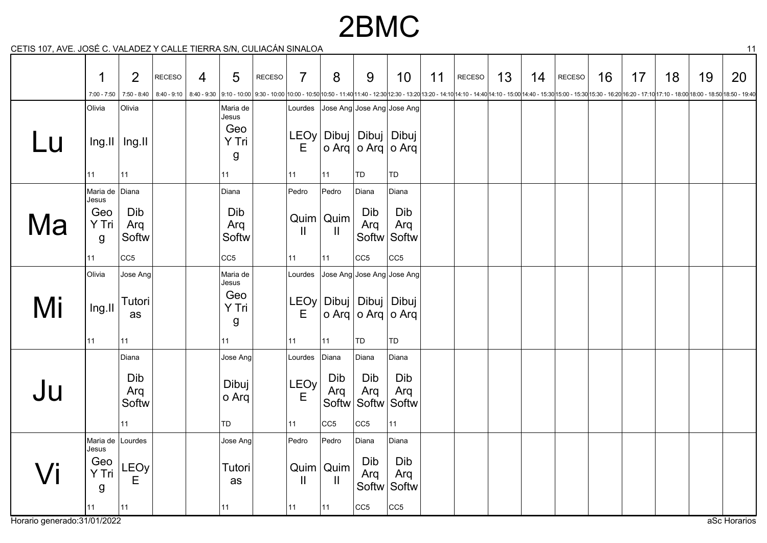# 2BMC

CETIS 107, AVE. JOSÉ C. VALADEZ Y CALLE TIERRA S/N, CULIACÁN SINALOA

| | 1<br>7:00 - 7:50 | 2<br>7:50 - 8:40 | RECESO<br>8:40 - 9:10 | 4<br>8:40 - 9:30 | 5<br>9:10 - 10:00 | RECESO<br>9:30 - 10:00 | 7<br>10:00 - 10:50 | 8<br>10:50 - 11:40 | 9<br>11:40 - 12:30 | 10<br>12:30 - 13:20 | 11<br>13:20 - 14:10 | RECESO<br>14:10 - 14:40 | 13<br>14:10 - 15:00 | 14<br>14:40 - 15:30 | RECESO<br>15:00 - 15:30 | 16<br>15:30 - 16:20 | 17<br>16:20 - 17:10 | 18<br>17:10 - 18:00 | 19<br>18:00 - 18:50 | 20<br>18:50 - 19:40 |
|---|---|---|---|---|---|---|---|---|---|---|---|---|---|---|---|---|---|---|---|---|
| Lu | Olivia<br>Ing.II<br>11 | Olivia<br>Ing.II<br>11 | | | Maria de Jesus<br>Geo Y Trig<br>11 | | Lourdes<br>LEOyE<br>11 | Jose Ang<br>Dibujo Arq<br>11 | Jose Ang<br>Dibujo Arq<br>TD | Jose Ang<br>Dibujo Arq<br>TD | | | | | | | | | | |
| Ma | Maria de Jesus<br>Geo Y Trig<br>11 | Diana<br>Dib Arq Softw<br>CC5 | | | Diana<br>Dib Arq Softw<br>CC5 | | Pedro<br>Quim II<br>11 | Pedro<br>Quim II<br>11 | Diana<br>Dib Arq Softw<br>CC5 | Diana<br>Dib Arq Softw<br>CC5 | | | | | | | | | | |
| Mi | Olivia<br>Ing.II<br>11 | Jose Ang<br>Tutorias<br>11 | | | Maria de Jesus<br>Geo Y Trig<br>11 | | Lourdes<br>LEOyE<br>11 | Jose Ang<br>Dibujo Arq<br>11 | Jose Ang<br>Dibujo Arq<br>TD | Jose Ang<br>Dibujo Arq<br>TD | | | | | | | | | | |
| Ju | | Diana<br>Dib Arq Softw<br>11 | | | Jose Ang<br>Dibujo Arq<br>TD | | Lourdes<br>LEOyE<br>11 | Diana<br>Dib Arq Softw<br>CC5 | Diana<br>Dib Arq Softw<br>CC5 | Diana<br>Dib Arq Softw<br>11 | | | | | | | | | | |
| Vi | Maria de Jesus<br>Geo Y Trig<br>11 | Lourdes<br>LEOyE<br>11 | | | Jose Ang<br>Tutorias<br>11 | | Pedro<br>Quim II<br>11 | Pedro<br>Quim II<br>11 | Diana<br>Dib Arq Softw<br>CC5 | Diana<br>Dib Arq Softw<br>CC5 | | | | | | | | | | |

Horario generado:31/01/2022

aSc Horarios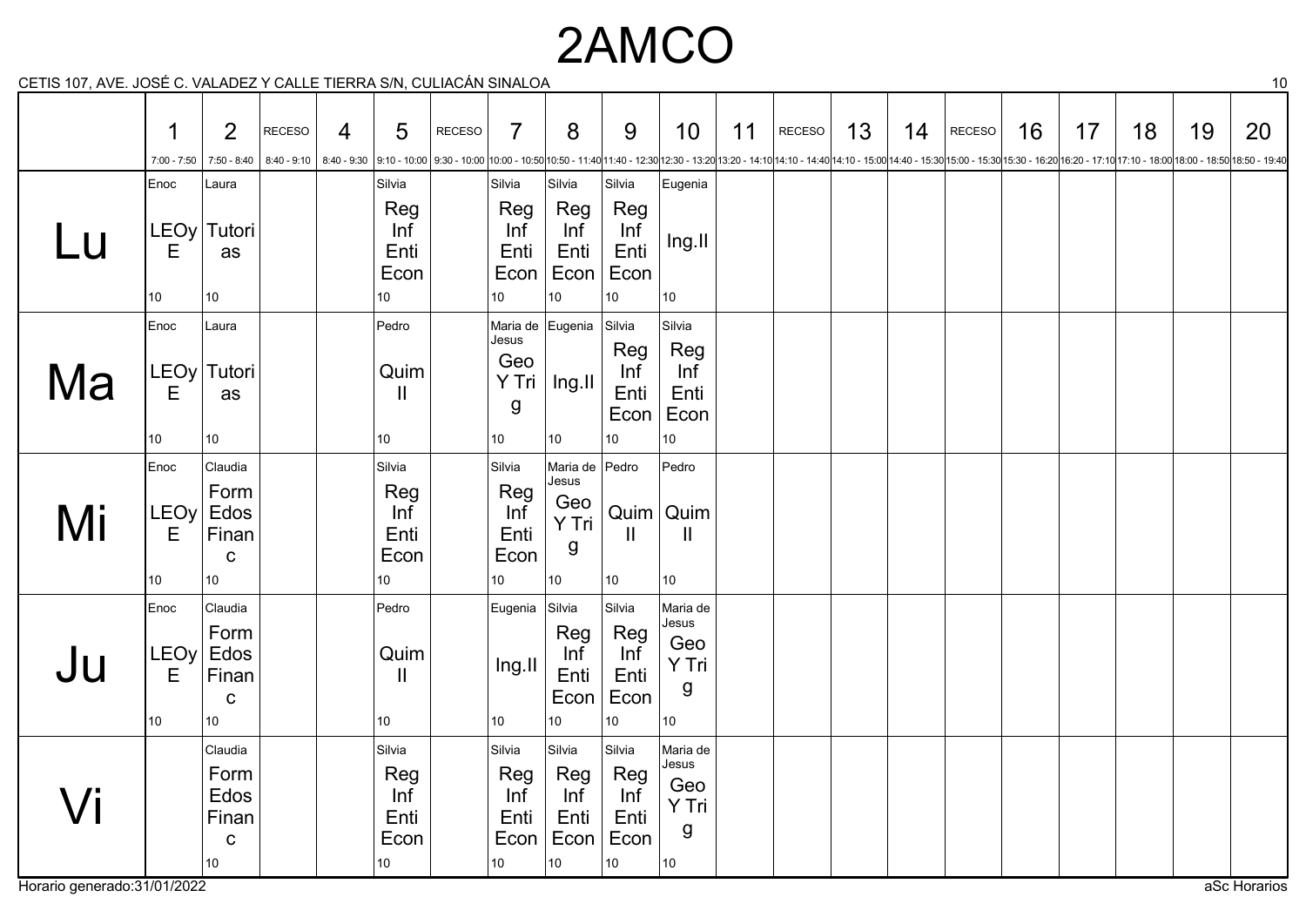# 2AMCO

CETIS 107, AVE. JOSÉ C. VALADEZ Y CALLE TIERRA S/N, CULIACÁN SINALOA

| | 1 (7:00 - 7:50) | 2 (7:50 - 8:40) | RECESO (8:40 - 9:10) | 4 (8:40 - 9:30) | 5 (9:10 - 10:00) | RECESO (9:30 - 10:00) | 7 (10:00 - 10:50) | 8 (10:50 - 11:40) | 9 (11:40 - 12:30) | 10 (12:30 - 13:20) | 11 (13:20 - 14:10) | RECESO (14:10 - 14:40) | 13 (14:10 - 15:00) | 14 (14:40 - 15:30) | RECESO (15:00 - 15:30) | 16 (15:30 - 16:20) | 17 (16:20 - 17:10) | 18 (17:10 - 18:00) | 19 (18:00 - 18:50) | 20 (18:50 - 19:40) |
|---|---|---|---|---|---|---|---|---|---|---|---|---|---|---|---|---|---|---|---|---|
| Lu | Enoc LEOyE 10 | Laura Tutorias 10 | | | Silvia Reg Inf Enti Econ 10 | | Silvia Reg Inf Enti Econ 10 | Silvia Reg Inf Enti Econ 10 | Silvia Reg Inf Enti Econ 10 | Eugenia Ing.II 10 | | | | | | | | | | |
| Ma | Enoc LEOyE 10 | Laura Tutorias 10 | | | Pedro Quim II 10 | | Maria de Jesus Geo Y Trig 10 | Eugenia Ing.II 10 | Silvia Reg Inf Enti Econ 10 | Silvia Reg Inf Enti Econ 10 | | | | | | | | | | |
| Mi | Enoc LEOyE 10 | Claudia Form Edos Financ 10 | | | Silvia Reg Inf Enti Econ 10 | | Silvia Reg Inf Enti Econ 10 | Maria de Jesus Geo Y Trig 10 | Pedro Quim II 10 | Pedro Quim II 10 | | | | | | | | | | |
| Ju | Enoc LEOyE 10 | Claudia Form Edos Financ 10 | | | Pedro Quim II 10 | | Eugenia Ing.II 10 | Silvia Reg Inf Enti Econ 10 | Silvia Reg Inf Enti Econ 10 | Maria de Jesus Geo Y Trig 10 | | | | | | | | | | |
| Vi | | Claudia Form Edos Financ 10 | | | Silvia Reg Inf Enti Econ 10 | | Silvia Reg Inf Enti Econ 10 | Silvia Reg Inf Enti Econ 10 | Silvia Reg Inf Enti Econ 10 | Maria de Jesus Geo Y Trig 10 | | | | | | | | | | |

Horario generado:31/01/2022

aSc Horarios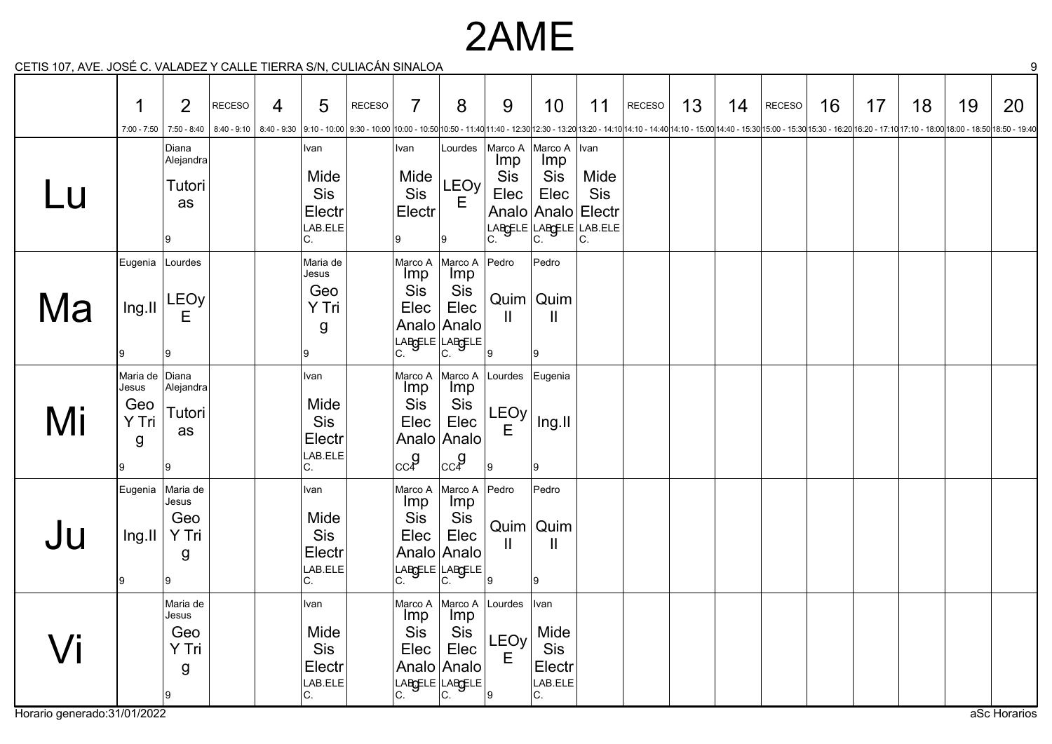# 2AME

CETIS 107, AVE. JOSÉ C. VALADEZ Y CALLE TIERRA S/N, CULIACÁN SINALOA

| | 1 | 2 | RECESO | 4 | 5 | RECESO | 7 | 8 | 9 | 10 | 11 | RECESO | 13 | 14 | RECESO | 16 | 17 | 18 | 19 | 20 |
|---|---|---|---|---|---|---|---|---|---|---|---|---|---|---|---|---|---|---|---|---|
| | 7:00 - 7:50 | 7:50 - 8:40 | 8:40 - 9:10 | 8:40 - 9:30 | 9:10 - 10:00 | 9:30 - 10:00 | 10:00 - 10:50 | 10:50 - 11:40 | 11:40 - 12:30 | 12:30 - 13:20 | 13:20 - 14:10 | 14:10 - 14:40 | 14:10 - 15:00 | 14:40 - 15:30 | 15:00 - 15:30 | 15:30 - 16:20 | 16:20 - 17:10 | 17:10 - 18:00 | 18:00 - 18:50 | 18:50 - 19:40 |
| **Lu** | | Diana Alejandra Tutorias 9 | | | Ivan Mide Sis Electr LAB.ELEC. | | Ivan Mide Sis Electr 9 | Lourdes LEOyE 9 | Marco A Imp Sis Elec Analog LAB.ELEC. | Marco A Imp Sis Elec Analog LAB.ELEC. | Ivan Mide Sis Electr LAB.ELEC. | | | | | | | | | |
| **Ma** | Eugenia Ing.II 9 | Lourdes LEOyE 9 | | | Maria de Jesus Geo Y Trig 9 | | Marco A Imp Sis Elec Analog LAB.ELEC. | Marco A Imp Sis Elec Analog LAB.ELEC. | Pedro Quim II 9 | Pedro Quim II 9 | | | | | | | | | | |
| **Mi** | Maria de Jesus Geo Y Trig 9 | Diana Alejandra Tutorias 9 | | | Ivan Mide Sis Electr LAB.ELEC. | | Marco A Imp Sis Elec Analog CC4 | Marco A Imp Sis Elec Analog CC4 | Lourdes LEOyE 9 | Eugenia Ing.II 9 | | | | | | | | | | |
| **Ju** | Eugenia Ing.II 9 | Maria de Jesus Geo Y Trig 9 | | | Ivan Mide Sis Electr LAB.ELEC. | | Marco A Imp Sis Elec Analog LAB.ELEC. | Marco A Imp Sis Elec Analog LAB.ELEC. | Pedro Quim II 9 | Pedro Quim II 9 | | | | | | | | | | |
| **Vi** | | Maria de Jesus Geo Y Trig 9 | | | Ivan Mide Sis Electr LAB.ELEC. | | Marco A Imp Sis Elec Analog LAB.ELEC. | Marco A Imp Sis Elec Analog LAB.ELEC. | Lourdes LEOyE 9 | Ivan Mide Sis Electr LAB.ELEC. | | | | | | | | | | |

Horario generado:31/01/2022

aSc Horarios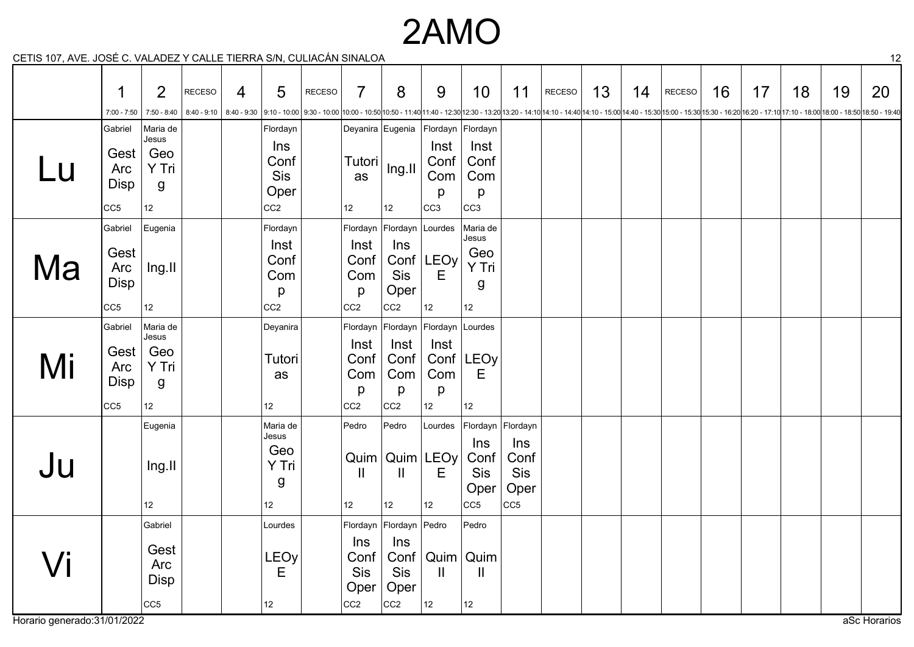# 2AMO

CETIS 107, AVE. JOSÉ C. VALADEZ Y CALLE TIERRA S/N, CULIACÁN SINALOA

| | 1 | 2 | RECESO | 4 | 5 | RECESO | 7 | 8 | 9 | 10 | 11 | RECESO | 13 | 14 | RECESO | 16 | 17 | 18 | 19 | 20 |
|---|---|---|---|---|---|---|---|---|---|---|---|---|---|---|---|---|---|---|---|---|
| | 7:00 - 7:50 | 7:50 - 8:40 | 8:40 - 9:10 | 8:40 - 9:30 | 9:10 - 10:00 | 9:30 - 10:00 | 10:00 - 10:50 | 10:50 - 11:40 | 11:40 - 12:30 | 12:30 - 13:20 | 13:20 - 14:10 | 14:10 - 14:40 | 14:10 - 15:00 | 14:40 - 15:30 | 15:00 - 15:30 | 15:30 - 16:20 | 16:20 - 17:10 | 17:10 - 18:00 | 18:00 - 18:50 | 18:50 - 19:40 |
| Lu | Gabriel Gest Arc Disp CC5 | Maria de Jesus Geo Y Trig 12 | | | Flordayn Ins Conf Sis Oper CC2 | | Deyanira Tutorias 12 | Eugenia Ing.II 12 | Flordayn Inst Conf Comp CC3 | Flordayn Inst Conf Comp CC3 | | | | | | | | | | |
| Ma | Gabriel Gest Arc Disp CC5 | Eugenia Ing.II 12 | | | Flordayn Inst Conf Comp CC2 | | Flordayn Inst Conf Comp CC2 | Flordayn Ins Conf Sis Oper CC2 | Lourdes LEOyE 12 | Maria de Jesus Geo Y Trig 12 | | | | | | | | | | |
| Mi | Gabriel Gest Arc Disp CC5 | Maria de Jesus Geo Y Trig 12 | | | Deyanira Tutorias 12 | | Flordayn Inst Conf Comp CC2 | Flordayn Inst Conf Comp CC2 | Flordayn Inst Conf Comp 12 | Lourdes LEOyE 12 | | | | | | | | | | |
| Ju | | Eugenia Ing.II 12 | | | Maria de Jesus Geo Y Trig 12 | | Pedro Quim II 12 | Pedro Quim II 12 | Lourdes LEOyE 12 | Flordayn Ins Conf Sis Oper CC5 | Flordayn Ins Conf Sis Oper CC5 | | | | | | | | | |
| Vi | | Gabriel Gest Arc Disp CC5 | | | Lourdes LEOyE 12 | | Flordayn Ins Conf Sis Oper CC2 | Flordayn Ins Conf Sis Oper CC2 | Pedro Quim II 12 | Pedro Quim II 12 | | | | | | | | | | |

Horario generado:31/01/2022

aSc Horarios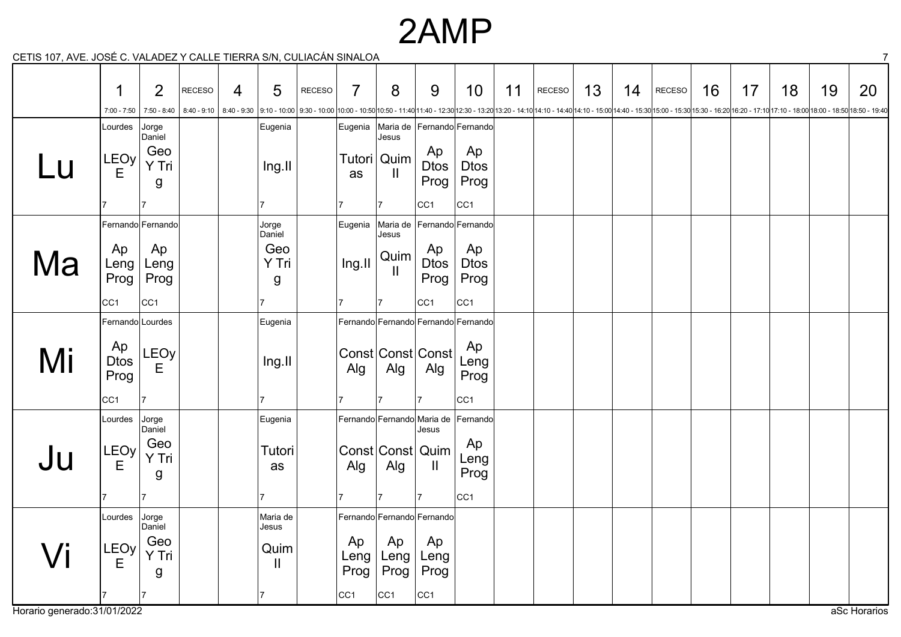# 2AMP

CETIS 107, AVE. JOSÉ C. VALADEZ Y CALLE TIERRA S/N, CULIACÁN SINALOA

| | 1<br>7:00 - 7:50 | 2<br>7:50 - 8:40 | RECESO<br>8:40 - 9:10 | 4<br>8:40 - 9:30 | 5<br>9:10 - 10:00 | RECESO<br>9:30 - 10:00 | 7<br>10:00 - 10:50 | 8<br>10:50 - 11:40 | 9<br>11:40 - 12:30 | 10<br>12:30 - 13:20 | 11<br>13:20 - 14:10 | RECESO<br>14:10 - 14:40 | 13<br>14:10 - 15:00 | 14<br>14:40 - 15:30 | RECESO<br>15:00 - 15:30 | 16<br>15:30 - 16:20 | 17<br>16:20 - 17:10 | 18<br>17:10 - 18:00 | 19<br>18:00 - 18:50 | 20<br>18:50 - 19:40 |
|---|---|---|---|---|---|---|---|---|---|---|---|---|---|---|---|---|---|---|---|---|
| Lu | Lourdes<br>LEOyE<br>7 | Jorge Daniel<br>Geo Y Trig<br>7 | | | Eugenia<br>Ing.II<br>7 | | Eugenia<br>Tutorias<br>7 | Maria de Jesus<br>Quim II<br>7 | Fernando<br>Ap Dtos Prog<br>CC1 | Fernando<br>Ap Dtos Prog<br>CC1 | | | | | | | | | | |
| Ma | Fernando<br>Ap Leng Prog<br>CC1 | Fernando<br>Ap Leng Prog<br>CC1 | | | Jorge Daniel<br>Geo Y Trig<br>7 | | Eugenia<br>Ing.II<br>7 | Maria de Jesus<br>Quim II<br>7 | Fernando<br>Ap Dtos Prog<br>CC1 | Fernando<br>Ap Dtos Prog<br>CC1 | | | | | | | | | | |
| Mi | Fernando<br>Ap Dtos Prog<br>CC1 | Lourdes<br>LEOyE<br>7 | | | Eugenia<br>Ing.II<br>7 | | Fernando<br>Const Alg<br>7 | Fernando<br>Const Alg<br>7 | Fernando<br>Const Alg<br>7 | Fernando<br>Ap Leng Prog<br>CC1 | | | | | | | | | | |
| Ju | Lourdes<br>LEOyE<br>7 | Jorge Daniel<br>Geo Y Trig<br>7 | | | Eugenia<br>Tutorias<br>7 | | Fernando<br>Const Alg<br>7 | Fernando<br>Const Alg<br>7 | Maria de Jesus<br>Quim II<br>7 | Fernando<br>Ap Leng Prog<br>CC1 | | | | | | | | | | |
| Vi | Lourdes<br>LEOyE<br>7 | Jorge Daniel<br>Geo Y Trig<br>7 | | | Maria de Jesus<br>Quim II<br>7 | | Fernando<br>Ap Leng Prog<br>CC1 | Fernando<br>Ap Leng Prog<br>CC1 | Fernando<br>Ap Leng Prog<br>CC1 | | | | | | | | | | | |

Horario generado:31/01/2022

aSc Horarios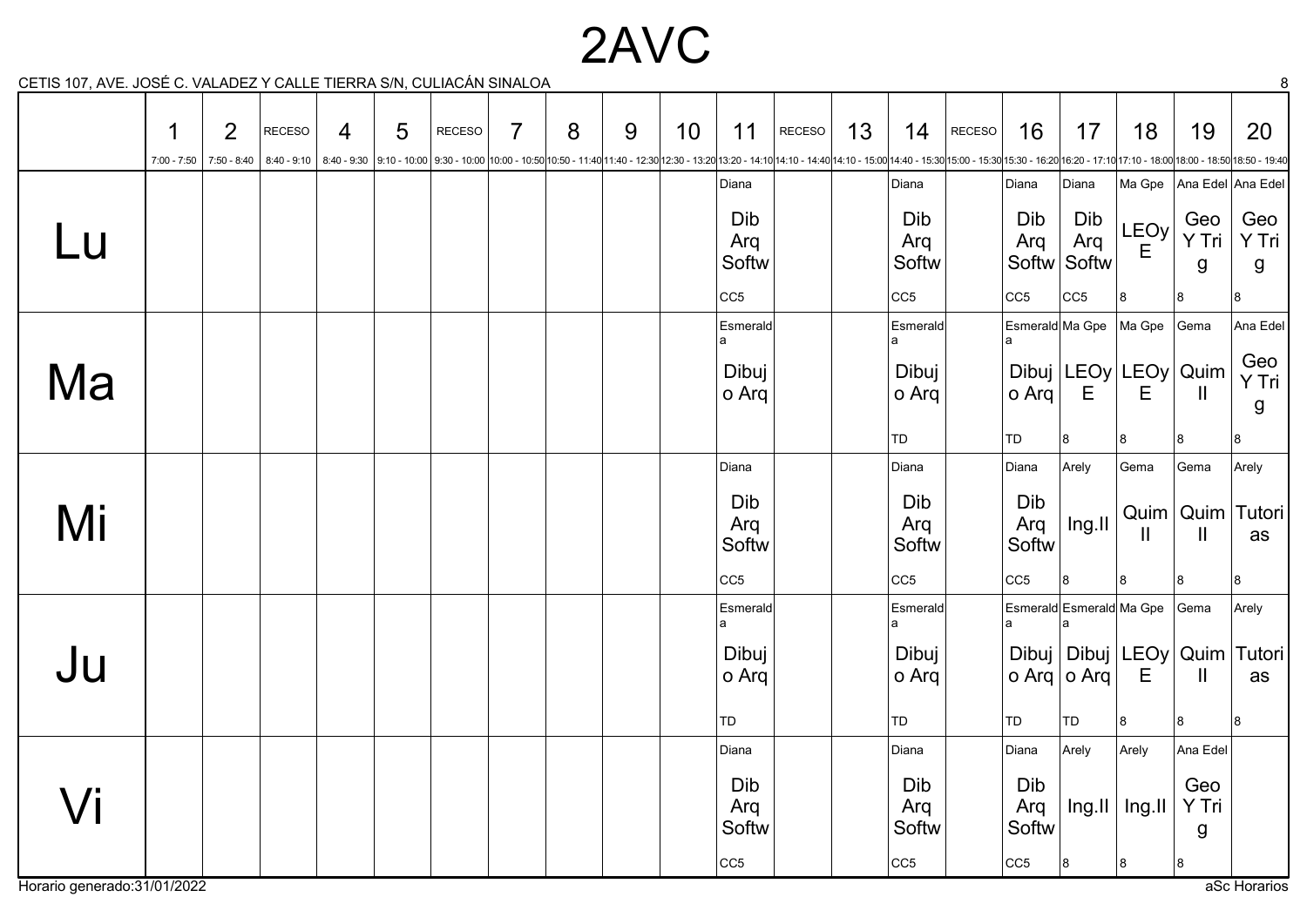# 2AVC

CETIS 107, AVE. JOSÉ C. VALADEZ Y CALLE TIERRA S/N, CULIACÁN SINALOA

| | 1 | 2 | RECESO | 4 | 5 | RECESO | 7 | 8 | 9 | 10 | 11 | RECESO | 13 | 14 | RECESO | 16 | 17 | 18 | 19 | 20 |
|---|---|---|---|---|---|---|---|---|---|---|---|---|---|---|---|---|---|---|---|---|
| | 7:00 - 7:50 | 7:50 - 8:40 | 8:40 - 9:10 | 8:40 - 9:30 | 9:10 - 10:00 | 9:30 - 10:00 | 10:00 - 10:50 | 10:50 - 11:40 | 11:40 - 12:30 | 12:30 - 13:20 | 13:20 - 14:10 | 14:10 - 14:40 | 14:10 - 15:00 | 14:40 - 15:30 | 15:00 - 15:30 | 15:30 - 16:20 | 16:20 - 17:10 | 17:10 - 18:00 | 18:00 - 18:50 | 18:50 - 19:40 |
| Lu | | | | | | | | | | | Diana Dib Arq Softw CC5 | | | Diana Dib Arq Softw CC5 | | Diana Dib Arq Softw CC5 | Diana Dib Arq Softw CC5 | Ma Gpe LEOy E 8 | Ana Edel Geo Y Trig 8 | Ana Edel Geo Y Trig 8 |
| Ma | | | | | | | | | | | Esmeralda Dibujo Arq | | | Esmeralda Dibujo Arq TD | | Esmeralda Dibujo Arq TD | Ma Gpe LEOy E 8 | Ma Gpe LEOy E 8 | Gema Quim II 8 | Ana Edel Geo Y Trig 8 |
| Mi | | | | | | | | | | | Diana Dib Arq Softw CC5 | | | Diana Dib Arq Softw CC5 | | Diana Dib Arq Softw CC5 | Arely Ing.II 8 | Gema Quim II 8 | Gema Quim II 8 | Arely Tutorias 8 |
| Ju | | | | | | | | | | | Esmeralda Dibujo Arq TD | | | Esmeralda Dibujo Arq TD | | Esmeralda Dibujo Arq TD | Esmeralda Dibujo Arq TD | Ma Gpe LEOy E 8 | Gema Quim II 8 | Arely Tutorias 8 |
| Vi | | | | | | | | | | | Diana Dib Arq Softw CC5 | | | Diana Dib Arq Softw CC5 | | Diana Dib Arq Softw CC5 | Arely Ing.II 8 | Arely Ing.II 8 | Ana Edel Geo Y Trig 8 | |

Horario generado:31/01/2022

aSc Horarios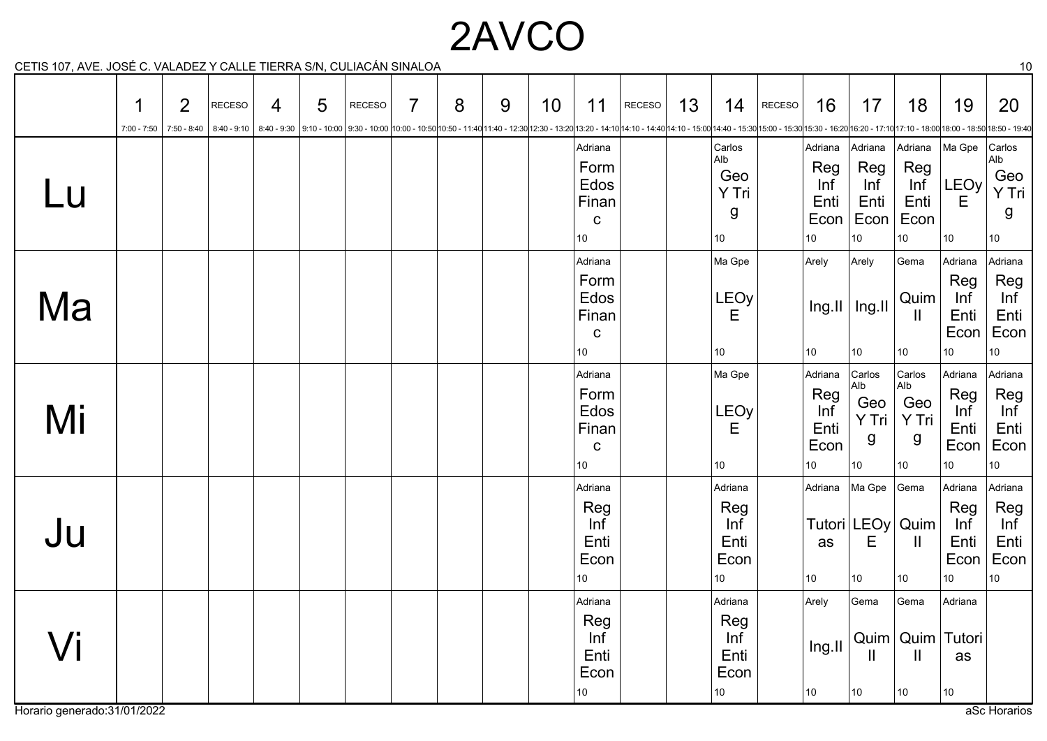# 2AVCO

CETIS 107, AVE. JOSÉ C. VALADEZ Y CALLE TIERRA S/N, CULIACÁN SINALOA

| | 1<br>7:00 - 7:50 | 2<br>7:50 - 8:40 | RECESO<br>8:40 - 9:10 | 4<br>8:40 - 9:30 | 5<br>9:10 - 10:00 | RECESO<br>9:30 - 10:00 | 7<br>10:00 - 10:50 | 8<br>10:50 - 11:40 | 9<br>11:40 - 12:30 | 10<br>12:30 - 13:20 | 11<br>13:20 - 14:10 | RECESO<br>14:10 - 14:40 | 13<br>14:10 - 15:00 | 14<br>14:40 - 15:30 | RECESO<br>15:00 - 15:30 | 16<br>15:30 - 16:20 | 17<br>16:20 - 17:10 | 18<br>17:10 - 18:00 | 19<br>18:00 - 18:50 | 20<br>18:50 - 19:40 |
|---|---|---|---|---|---|---|---|---|---|---|---|---|---|---|---|---|---|---|---|---|
| Lu | | | | | | | | | | | Adriana<br>Form Edos Finan c<br>10 | | | Carlos Alb<br>Geo Y Tri g<br>10 | | Adriana<br>Reg Inf Enti Econ<br>10 | Adriana<br>Reg Inf Enti Econ<br>10 | Adriana<br>Reg Inf Enti Econ<br>10 | Ma Gpe<br>LEOy E<br>10 | Carlos Alb<br>Geo Y Tri g<br>10 |
| Ma | | | | | | | | | | | Adriana<br>Form Edos Finan c<br>10 | | | Ma Gpe<br>LEOy E<br>10 | | Arely<br>Ing.II<br>10 | Arely<br>Ing.II<br>10 | Gema<br>Quim II<br>10 | Adriana<br>Reg Inf Enti Econ<br>10 | Adriana<br>Reg Inf Enti Econ<br>10 |
| Mi | | | | | | | | | | | Adriana<br>Form Edos Finan c<br>10 | | | Ma Gpe<br>LEOy E<br>10 | | Adriana<br>Reg Inf Enti Econ<br>10 | Carlos Alb<br>Geo Y Tri g<br>10 | Carlos Alb<br>Geo Y Tri g<br>10 | Adriana<br>Reg Inf Enti Econ<br>10 | Adriana<br>Reg Inf Enti Econ<br>10 |
| Ju | | | | | | | | | | | Adriana<br>Reg Inf Enti Econ<br>10 | | | Adriana<br>Reg Inf Enti Econ<br>10 | | Adriana<br>Tutori as<br>10 | Ma Gpe<br>LEOy E<br>10 | Gema<br>Quim II<br>10 | Adriana<br>Reg Inf Enti Econ<br>10 | Adriana<br>Reg Inf Enti Econ<br>10 |
| Vi | | | | | | | | | | | Adriana<br>Reg Inf Enti Econ<br>10 | | | Adriana<br>Reg Inf Enti Econ<br>10 | | Arely<br>Ing.II<br>10 | Gema<br>Quim II<br>10 | Gema<br>Quim II<br>10 | Adriana<br>Tutori as<br>10 | |

Horario generado:31/01/2022

aSc Horarios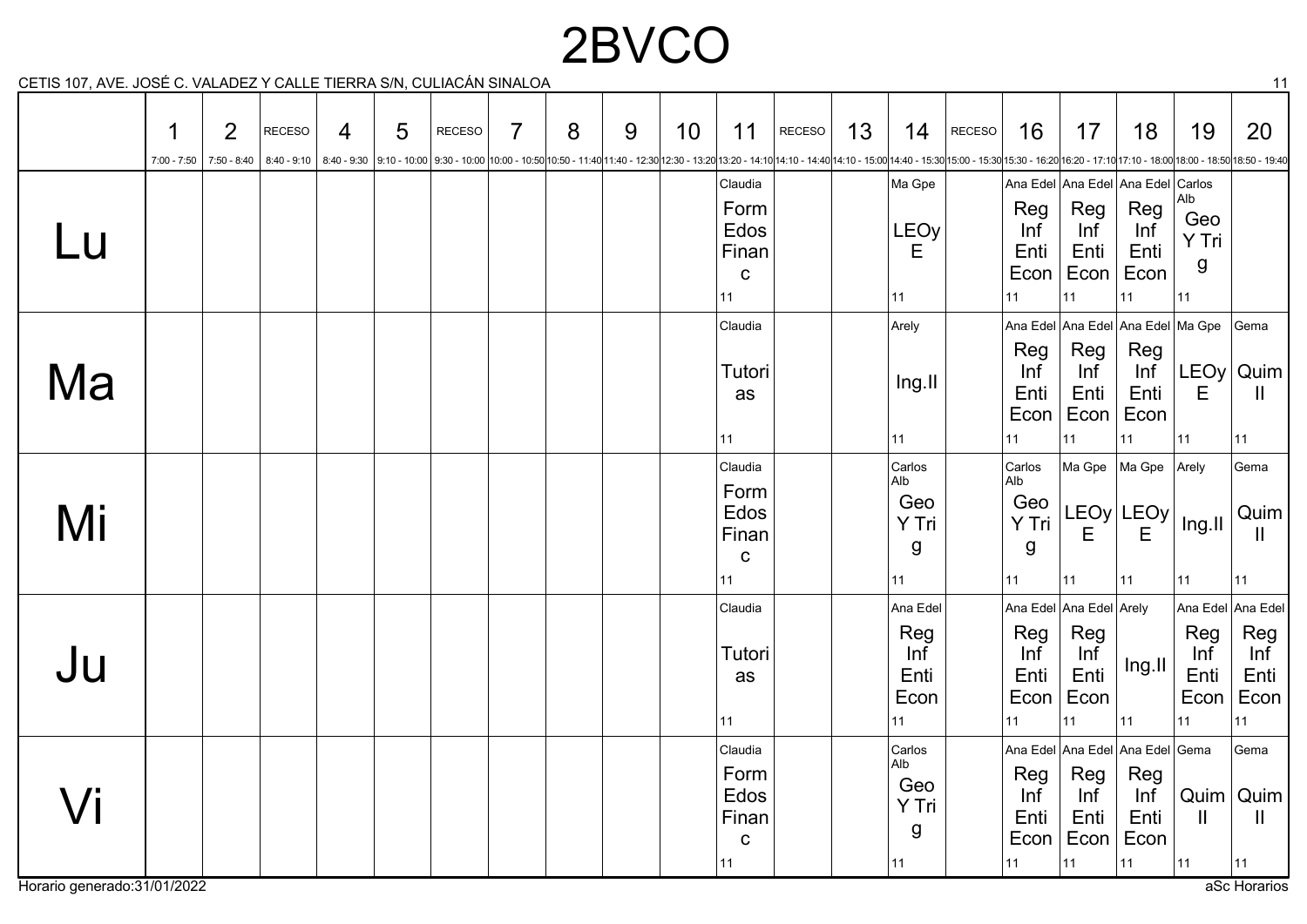# 2BVCO

CETIS 107, AVE. JOSÉ C. VALADEZ Y CALLE TIERRA S/N, CULIACÁN SINALOA

| | 1 | 2 | RECESO | 4 | 5 | RECESO | 7 | 8 | 9 | 10 | 11 | RECESO | 13 | 14 | RECESO | 16 | 17 | 18 | 19 | 20 |
|---|---|---|---|---|---|---|---|---|---|---|---|---|---|---|---|---|---|---|---|---|
| | 7:00 - 7:50 | 7:50 - 8:40 | 8:40 - 9:10 | 8:40 - 9:30 | 9:10 - 10:00 | 9:30 - 10:00 | 10:00 - 10:50 | 10:50 - 11:40 | 11:40 - 12:30 | 12:30 - 13:20 | 13:20 - 14:10 | 14:10 - 14:40 | 14:10 - 15:00 | 14:40 - 15:30 | 15:00 - 15:30 | 15:30 - 16:20 | 16:20 - 17:10 | 17:10 - 18:00 | 18:00 - 18:50 | 18:50 - 19:40 |
| Lu | | | | | | | | | | | Claudia Form Edos Financ 11 | | | Ma Gpe LEOyE 11 | | Ana Edel Reg Inf Enti Econ 11 | Ana Edel Reg Inf Enti Econ 11 | Ana Edel Reg Inf Enti Econ 11 | Carlos Alb Geo Y Trig 11 | |
| Ma | | | | | | | | | | | Claudia Tutorias 11 | | | Arely Ing.II 11 | | Ana Edel Reg Inf Enti Econ 11 | Ana Edel Reg Inf Enti Econ 11 | Ana Edel Reg Inf Enti Econ 11 | Ma Gpe LEOyE 11 | Gema Quim II 11 |
| Mi | | | | | | | | | | | Claudia Form Edos Financ 11 | | | Carlos Alb Geo Y Trig 11 | | Carlos Alb Geo Y Trig 11 | Ma Gpe LEOyE 11 | Ma Gpe LEOyE 11 | Arely Ing.II 11 | Gema Quim II 11 |
| Ju | | | | | | | | | | | Claudia Tutorias 11 | | | Ana Edel Reg Inf Enti Econ 11 | | Ana Edel Reg Inf Enti Econ 11 | Ana Edel Reg Inf Enti Econ 11 | Arely Ing.II 11 | Ana Edel Reg Inf Enti Econ 11 | Ana Edel Reg Inf Enti Econ 11 |
| Vi | | | | | | | | | | | Claudia Form Edos Financ 11 | | | Carlos Alb Geo Y Trig 11 | | Ana Edel Reg Inf Enti Econ 11 | Ana Edel Reg Inf Enti Econ 11 | Ana Edel Reg Inf Enti Econ 11 | Gema Quim II 11 | Gema Quim II 11 |

Horario generado:31/01/2022

aSc Horarios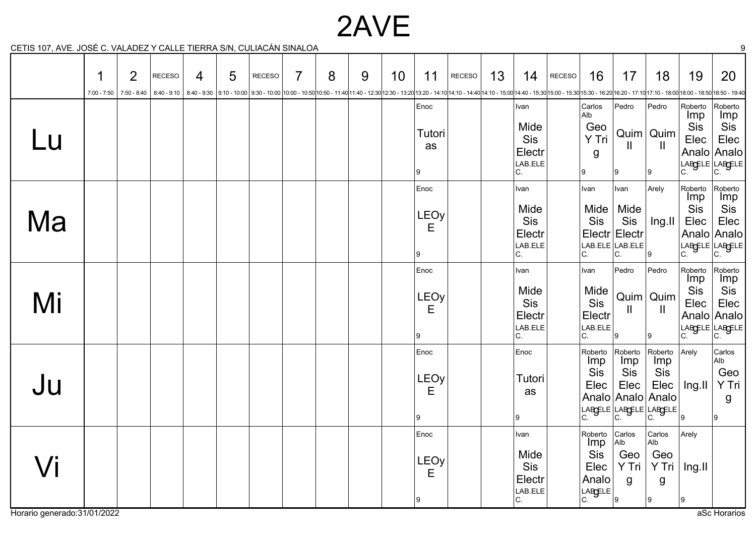# 2AVE

CETIS 107, AVE. JOSÉ C. VALADEZ Y CALLE TIERRA S/N, CULIACÁN SINALOA

| | 1<br>7:00 - 7:50 | 2<br>7:50 - 8:40 | RECESO<br>8:40 - 9:10 | 4<br>8:40 - 9:30 | 5<br>9:10 - 10:00 | RECESO<br>9:30 - 10:00 | 7<br>10:00 - 10:50 | 8<br>10:50 - 11:40 | 9<br>11:40 - 12:30 | 10<br>12:30 - 13:20 | 11<br>13:20 - 14:10 | RECESO<br>14:10 - 14:40 | 13<br>14:10 - 15:00 | 14<br>14:40 - 15:30 | RECESO<br>15:00 - 15:30 | 16<br>15:30 - 16:20 | 17<br>16:20 - 17:10 | 18<br>17:10 - 18:00 | 19<br>18:00 - 18:50 | 20<br>18:50 - 19:40 |
|---|---|---|---|---|---|---|---|---|---|---|---|---|---|---|---|---|---|---|---|---|
| **Lu** | | | | | | | | | | | Enoc<br>Tutorias<br>9 | | | Ivan<br>Mide Sis Electr<br>LAB.ELEC. | | Carlos Alb<br>Geo Y Trig<br>9 | Pedro<br>Quim II<br>9 | Pedro<br>Quim II<br>9 | Roberto<br>Imp Sis Elec Analog<br>LAB.ELEC. | Roberto<br>Imp Sis Elec Analog<br>LAB.ELEC. |
| **Ma** | | | | | | | | | | | Enoc<br>LEOyE<br>9 | | | Ivan<br>Mide Sis Electr<br>LAB.ELEC. | | Ivan<br>Mide Sis Electr<br>LAB.ELEC. | Ivan<br>Mide Sis Electr<br>LAB.ELEC. | Arely<br>Ing.II<br>9 | Roberto<br>Imp Sis Elec Analog<br>LAB.ELEC. | Roberto<br>Imp Sis Elec Analog<br>LAB.ELEC. |
| **Mi** | | | | | | | | | | | Enoc<br>LEOyE<br>9 | | | Ivan<br>Mide Sis Electr<br>LAB.ELEC. | | Ivan<br>Mide Sis Electr<br>LAB.ELEC. | Pedro<br>Quim II<br>9 | Pedro<br>Quim II<br>9 | Roberto<br>Imp Sis Elec Analog<br>LAB.ELEC. | Roberto<br>Imp Sis Elec Analog<br>LAB.ELEC. |
| **Ju** | | | | | | | | | | | Enoc<br>LEOyE<br>9 | | | Enoc<br>Tutorias<br>9 | | Roberto<br>Imp Sis Elec Analog<br>LAB.ELEC. | Roberto<br>Imp Sis Elec Analog<br>LAB.ELEC. | Roberto<br>Imp Sis Elec Analog<br>LAB.ELEC. | Arely<br>Ing.II<br>9 | Carlos Alb<br>Geo Y Trig<br>9 |
| **Vi** | | | | | | | | | | | Enoc<br>LEOyE<br>9 | | | Ivan<br>Mide Sis Electr<br>LAB.ELEC. | | Roberto<br>Imp Sis Elec Analog<br>LAB.ELEC. | Carlos Alb<br>Geo Y Trig<br>9 | Carlos Alb<br>Geo Y Trig<br>9 | Arely<br>Ing.II<br>9 | |

Horario generado:31/01/2022

aSc Horarios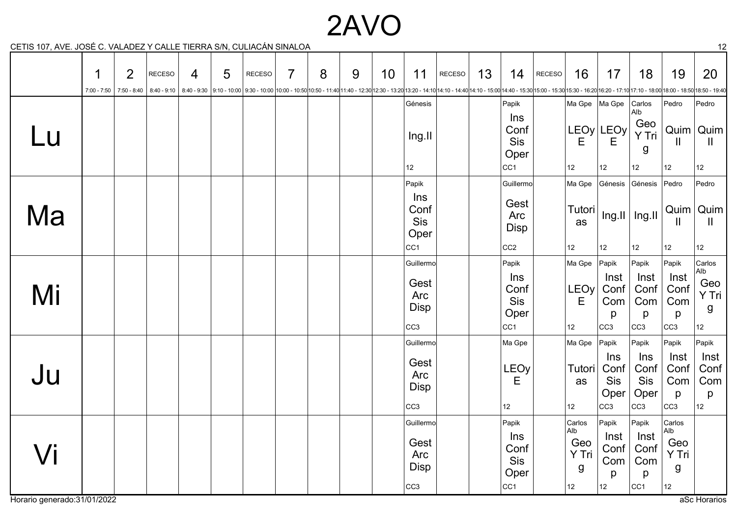# 2AVO

CETIS 107, AVE. JOSÉ C. VALADEZ Y CALLE TIERRA S/N, CULIACÁN SINALOA

| | 1 (7:00 - 7:50) | 2 (7:50 - 8:40) | RECESO (8:40 - 9:10) | 4 (8:40 - 9:30) | 5 (9:10 - 10:00) | RECESO (9:30 - 10:00) | 7 (10:00 - 10:50) | 8 (10:50 - 11:40) | 9 (11:40 - 12:30) | 10 (12:30 - 13:20) | 11 (13:20 - 14:10) | RECESO (14:10 - 14:40) | 13 (14:10 - 15:00) | 14 (14:40 - 15:30) | RECESO (15:00 - 15:30) | 16 (15:30 - 16:20) | 17 (16:20 - 17:10) | 18 (17:10 - 18:00) | 19 (18:00 - 18:50) | 20 (18:50 - 19:40) |
|---|---|---|---|---|---|---|---|---|---|---|---|---|---|---|---|---|---|---|---|---|
| Lu | | | | | | | | | | | Génesis Ing.II 12 | | | Papik Ins Conf Sis Oper CC1 | | Ma Gpe LEOy E 12 | Ma Gpe LEOy E 12 | Carlos Alb Geo Y Trig 12 | Pedro Quim II 12 | Pedro Quim II 12 |
| Ma | | | | | | | | | | | Papik Ins Conf Sis Oper CC1 | | | Guillermo Gest Arc Disp CC2 | | Ma Gpe Tutorias 12 | Génesis Ing.II 12 | Génesis Ing.II 12 | Pedro Quim II 12 | Pedro Quim II 12 |
| Mi | | | | | | | | | | | Guillermo Gest Arc Disp CC3 | | | Papik Ins Conf Sis Oper CC1 | | Ma Gpe LEOy E 12 | Papik Inst Conf Comp CC3 | Papik Inst Conf Comp CC3 | Papik Inst Conf Comp CC3 | Carlos Alb Geo Y Trig 12 |
| Ju | | | | | | | | | | | Guillermo Gest Arc Disp CC3 | | | Ma Gpe LEOy E 12 | | Ma Gpe Tutorias 12 | Papik Ins Conf Sis Oper CC3 | Papik Ins Conf Sis Oper CC3 | Papik Inst Conf Comp CC3 | Papik Inst Conf Comp 12 |
| Vi | | | | | | | | | | | Guillermo Gest Arc Disp CC3 | | | Papik Ins Conf Sis Oper CC1 | | Carlos Alb Geo Y Trig 12 | Papik Inst Conf Comp 12 | Papik Inst Conf Comp CC1 | Carlos Alb Geo Y Trig 12 | |

Horario generado:31/01/2022

aSc Horarios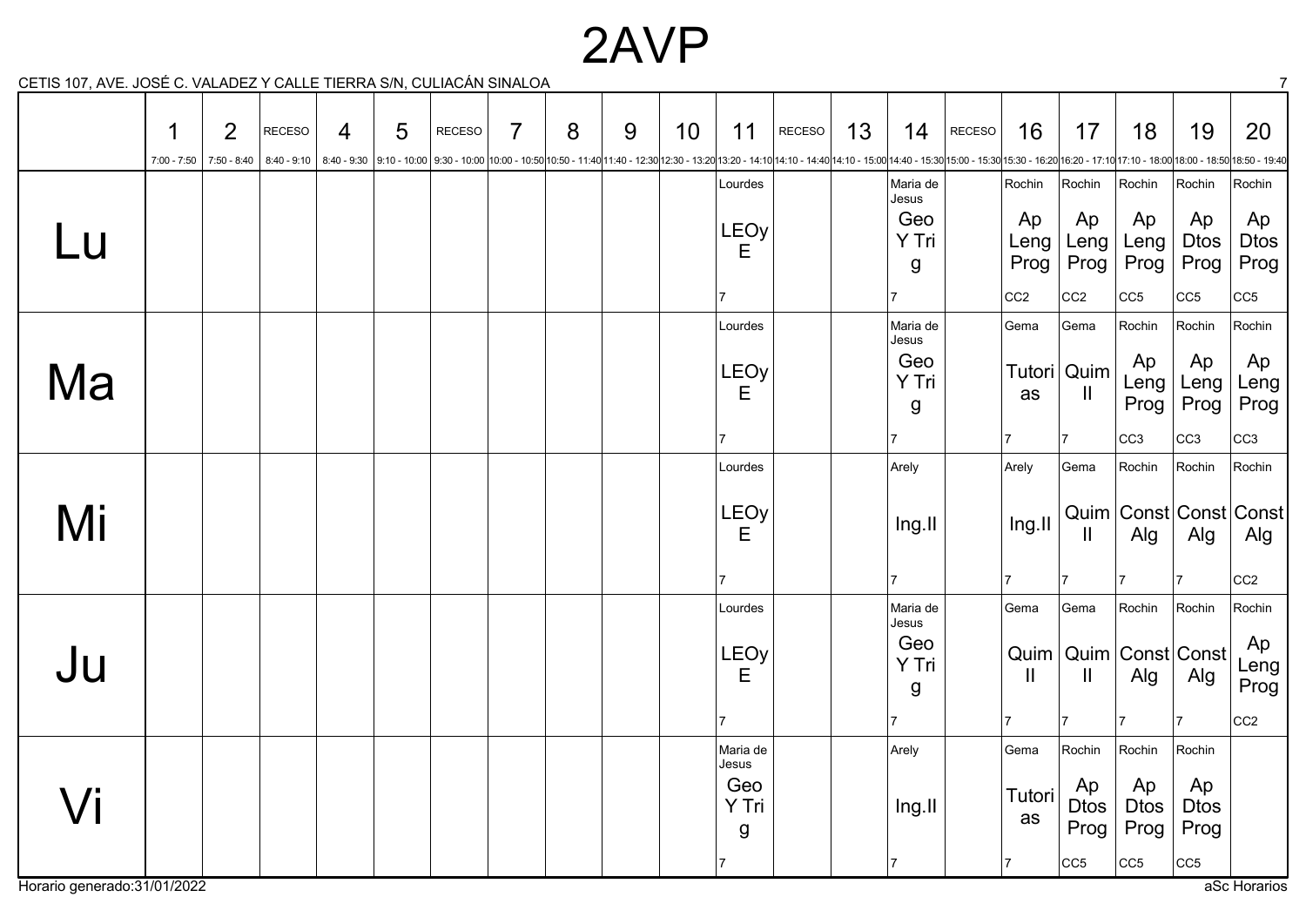# 2AVP

CETIS 107, AVE. JOSÉ C. VALADEZ Y CALLE TIERRA S/N, CULIACÁN SINALOA

| | 1 (7:00 - 7:50) | 2 (7:50 - 8:40) | RECESO (8:40 - 9:10) | 4 (8:40 - 9:30) | 5 (9:10 - 10:00) | RECESO (9:30 - 10:00) | 7 (10:00 - 10:50) | 8 (10:50 - 11:40) | 9 (11:40 - 12:30) | 10 (12:30 - 13:20) | 11 (13:20 - 14:10) | RECESO (14:10 - 14:40) | 13 (14:10 - 15:00) | 14 (14:40 - 15:30) | RECESO (15:00 - 15:30) | 16 (15:30 - 16:20) | 17 (16:20 - 17:10) | 18 (17:10 - 18:00) | 19 (18:00 - 18:50) | 20 (18:50 - 19:40) |
|---|---|---|---|---|---|---|---|---|---|---|---|---|---|---|---|---|---|---|---|---|
| Lu | | | | | | | | | | | Lourdes LEOyE 7 | | | Maria de Jesus Geo Y Trig 7 | | Rochin Ap Leng Prog CC2 | Rochin Ap Leng Prog CC2 | Rochin Ap Leng Prog CC5 | Rochin Ap Dtos Prog CC5 | Rochin Ap Dtos Prog CC5 |
| Ma | | | | | | | | | | | Lourdes LEOyE 7 | | | Maria de Jesus Geo Y Trig 7 | | Gema Tutorias 7 | Gema Quim II 7 | Rochin Ap Leng Prog CC3 | Rochin Ap Leng Prog CC3 | Rochin Ap Leng Prog CC3 |
| Mi | | | | | | | | | | | Lourdes LEOyE 7 | | | Arely Ing.II 7 | | Arely Ing.II 7 | Gema Quim II 7 | Rochin Const Alg 7 | Rochin Const Alg 7 | Rochin Const Alg CC2 |
| Ju | | | | | | | | | | | Lourdes LEOyE 7 | | | Maria de Jesus Geo Y Trig 7 | | Gema Quim II 7 | Gema Quim II 7 | Rochin Const Alg 7 | Rochin Const Alg 7 | Rochin Ap Leng Prog CC2 |
| Vi | | | | | | | | | | | Maria de Jesus Geo Y Trig 7 | | | Arely Ing.II 7 | | Gema Tutorias 7 | Rochin Ap Dtos Prog CC5 | Rochin Ap Dtos Prog CC5 | Rochin Ap Dtos Prog CC5 | |

Horario generado:31/01/2022

aSc Horarios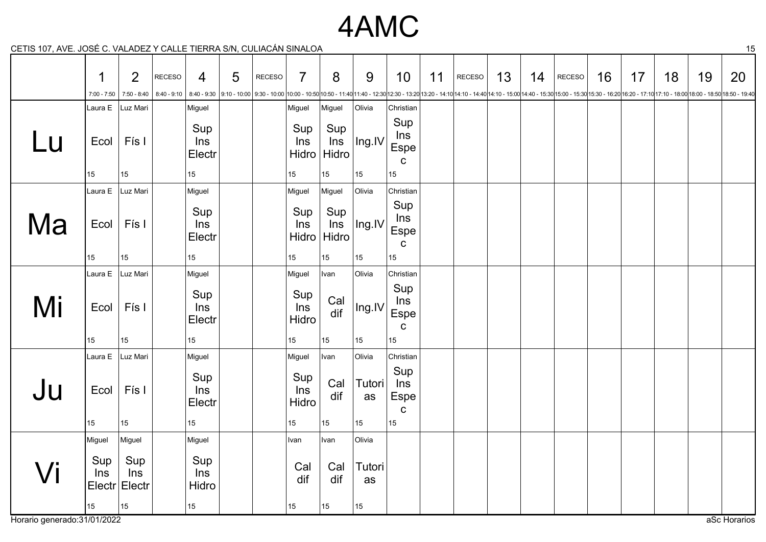# 4AMC

CETIS 107, AVE. JOSÉ C. VALADEZ Y CALLE TIERRA S/N, CULIACÁN SINALOA

| | 1 | 2 | RECESO | 4 | 5 | RECESO | 7 | 8 | 9 | 10 | 11 | RECESO | 13 | 14 | RECESO | 16 | 17 | 18 | 19 | 20 |
|---|---|---|---|---|---|---|---|---|---|---|---|---|---|---|---|---|---|---|---|---|
| | 7:00 - 7:50 | 7:50 - 8:40 | 8:40 - 9:10 | 8:40 - 9:30 | 9:10 - 10:00 | 9:30 - 10:00 | 10:00 - 10:50 | 10:50 - 11:40 | 11:40 - 12:30 | 12:30 - 13:20 | 13:20 - 14:10 | 14:10 - 14:40 | 14:10 - 15:00 | 14:40 - 15:30 | 15:00 - 15:30 | 15:30 - 16:20 | 16:20 - 17:10 | 17:10 - 18:00 | 18:00 - 18:50 | 18:50 - 19:40 |
| Lu | Laura E Ecol 15 | Luz Mari Fís I 15 | | Miguel Sup Ins Electr 15 | | | Miguel Sup Ins Hidro 15 | Miguel Sup Ins Hidro 15 | Olivia Ing.IV 15 | Christian Sup Ins Espec 15 | | | | | | | | | | |
| Ma | Laura E Ecol 15 | Luz Mari Fís I 15 | | Miguel Sup Ins Electr 15 | | | Miguel Sup Ins Hidro 15 | Miguel Sup Ins Hidro 15 | Olivia Ing.IV 15 | Christian Sup Ins Espec 15 | | | | | | | | | | |
| Mi | Laura E Ecol 15 | Luz Mari Fís I 15 | | Miguel Sup Ins Electr 15 | | | Miguel Sup Ins Hidro 15 | Ivan Cal dif 15 | Olivia Ing.IV 15 | Christian Sup Ins Espec 15 | | | | | | | | | | |
| Ju | Laura E Ecol 15 | Luz Mari Fís I 15 | | Miguel Sup Ins Electr 15 | | | Miguel Sup Ins Hidro 15 | Ivan Cal dif 15 | Olivia Tutorias 15 | Christian Sup Ins Espec 15 | | | | | | | | | | |
| Vi | Miguel Sup Ins Electr 15 | Miguel Sup Ins Electr 15 | | Miguel Sup Ins Hidro 15 | | | Ivan Cal dif 15 | Ivan Cal dif 15 | Olivia Tutorias 15 | | | | | | | | | | | |

Horario generado:31/01/2022

aSc Horarios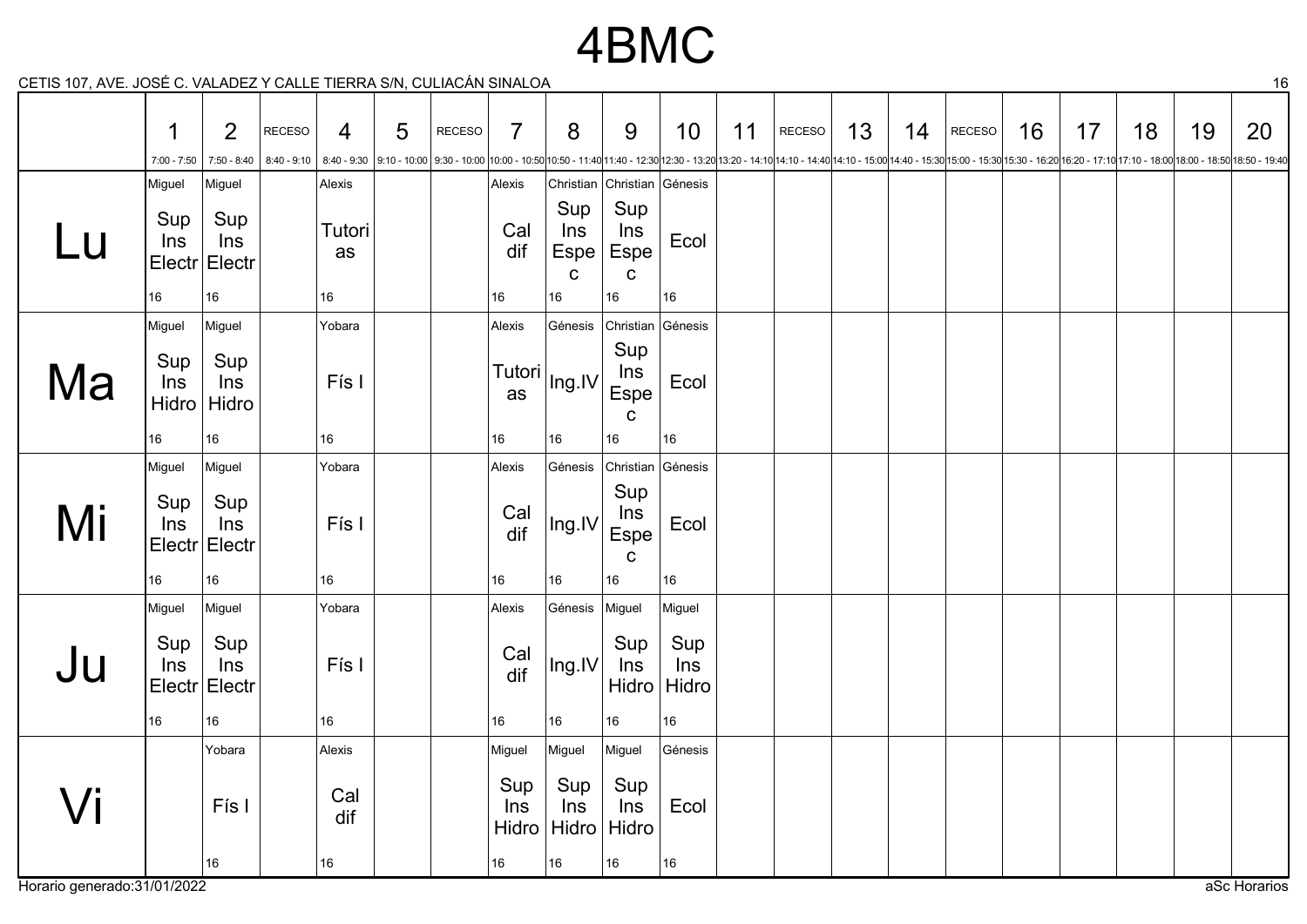# 4BMC

CETIS 107, AVE. JOSÉ C. VALADEZ Y CALLE TIERRA S/N, CULIACÁN SINALOA

| | 1 | 2 | RECESO | 4 | 5 | RECESO | 7 | 8 | 9 | 10 | 11 | RECESO | 13 | 14 | RECESO | 16 | 17 | 18 | 19 | 20 |
|---|---|---|---|---|---|---|---|---|---|---|---|---|---|---|---|---|---|---|---|---|
| | 7:00 - 7:50 | 7:50 - 8:40 | 8:40 - 9:10 | 8:40 - 9:30 | 9:10 - 10:00 | 9:30 - 10:00 | 10:00 - 10:50 | 10:50 - 11:40 | 11:40 - 12:30 | 12:30 - 13:20 | 13:20 - 14:10 | 14:10 - 14:40 | 14:10 - 15:00 | 14:40 - 15:30 | 15:00 - 15:30 | 15:30 - 16:20 | 16:20 - 17:10 | 17:10 - 18:00 | 18:00 - 18:50 | 18:50 - 19:40 |
| **Lu** | Miguel Sup Ins Electr 16 | Miguel Sup Ins Electr 16 | | Alexis Tutorias 16 | | | Alexis Cal dif 16 | Christian Sup Ins Espec 16 | Christian Sup Ins Espec 16 | Génesis Ecol 16 | | | | | | | | | | |
| **Ma** | Miguel Sup Ins Hidro 16 | Miguel Sup Ins Hidro 16 | | Yobara Fís I 16 | | | Alexis Tutorias 16 | Génesis Ing.IV 16 | Christian Sup Ins Espec 16 | Génesis Ecol 16 | | | | | | | | | | |
| **Mi** | Miguel Sup Ins Electr 16 | Miguel Sup Ins Electr 16 | | Yobara Fís I 16 | | | Alexis Cal dif 16 | Génesis Ing.IV 16 | Christian Sup Ins Espec 16 | Génesis Ecol 16 | | | | | | | | | | |
| **Ju** | Miguel Sup Ins Electr 16 | Miguel Sup Ins Electr 16 | | Yobara Fís I 16 | | | Alexis Cal dif 16 | Génesis Ing.IV 16 | Miguel Sup Ins Hidro 16 | Miguel Sup Ins Hidro 16 | | | | | | | | | | |
| **Vi** | | Yobara Fís I 16 | | Alexis Cal dif 16 | | | Miguel Sup Ins Hidro 16 | Miguel Sup Ins Hidro 16 | Miguel Sup Ins Hidro 16 | Génesis Ecol 16 | | | | | | | | | | |

Horario generado:31/01/2022

aSc Horarios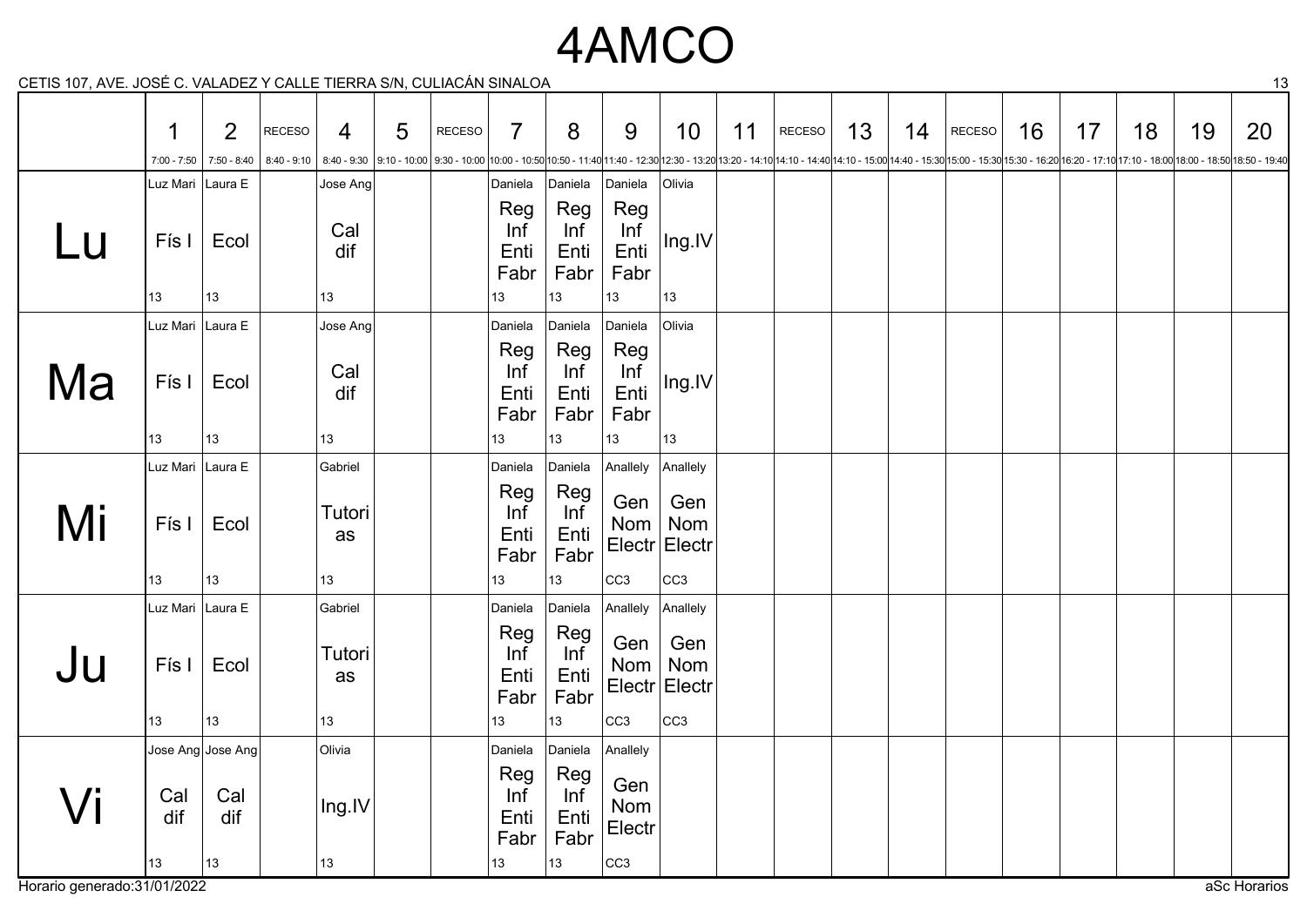# 4AMCO

CETIS 107, AVE. JOSÉ C. VALADEZ Y CALLE TIERRA S/N, CULIACÁN SINALOA

| | 1<br>7:00 - 7:50 | 2<br>7:50 - 8:40 | RECESO<br>8:40 - 9:10 | 4<br>8:40 - 9:30 | 5<br>9:10 - 10:00 | RECESO<br>9:30 - 10:00 | 7<br>10:00 - 10:50 | 8<br>10:50 - 11:40 | 9<br>11:40 - 12:30 | 10<br>12:30 - 13:20 | 11<br>13:20 - 14:10 | RECESO<br>14:10 - 14:40 | 13<br>14:10 - 15:00 | 14<br>14:40 - 15:30 | RECESO<br>15:00 - 15:30 | 16<br>15:30 - 16:20 | 17<br>16:20 - 17:10 | 18<br>17:10 - 18:00 | 19<br>18:00 - 18:50 | 20<br>18:50 - 19:40 |
|---|---|---|---|---|---|---|---|---|---|---|---|---|---|---|---|---|---|---|---|---|
| Lu | Luz Mari<br>Fís I<br>13 | Laura E<br>Ecol<br>13 | | Jose Ang<br>Cal dif<br>13 | | | Daniela<br>Reg Inf Enti Fabr<br>13 | Daniela<br>Reg Inf Enti Fabr<br>13 | Daniela<br>Reg Inf Enti Fabr<br>13 | Olivia<br>Ing.IV<br>13 | | | | | | | | | | |
| Ma | Luz Mari<br>Fís I<br>13 | Laura E<br>Ecol<br>13 | | Jose Ang<br>Cal dif<br>13 | | | Daniela<br>Reg Inf Enti Fabr<br>13 | Daniela<br>Reg Inf Enti Fabr<br>13 | Daniela<br>Reg Inf Enti Fabr<br>13 | Olivia<br>Ing.IV<br>13 | | | | | | | | | | |
| Mi | Luz Mari<br>Fís I<br>13 | Laura E<br>Ecol<br>13 | | Gabriel<br>Tutorias<br>13 | | | Daniela<br>Reg Inf Enti Fabr<br>13 | Daniela<br>Reg Inf Enti Fabr<br>13 | Anallely<br>Gen Nom Electr<br>CC3 | Anallely<br>Gen Nom Electr<br>CC3 | | | | | | | | | | |
| Ju | Luz Mari<br>Fís I<br>13 | Laura E<br>Ecol<br>13 | | Gabriel<br>Tutorias<br>13 | | | Daniela<br>Reg Inf Enti Fabr<br>13 | Daniela<br>Reg Inf Enti Fabr<br>13 | Anallely<br>Gen Nom Electr<br>CC3 | Anallely<br>Gen Nom Electr<br>CC3 | | | | | | | | | | |
| Vi | Jose Ang<br>Cal dif<br>13 | Jose Ang<br>Cal dif<br>13 | | Olivia<br>Ing.IV<br>13 | | | Daniela<br>Reg Inf Enti Fabr<br>13 | Daniela<br>Reg Inf Enti Fabr<br>13 | Anallely<br>Gen Nom Electr<br>CC3 | | | | | | | | | | | |

Horario generado:31/01/2022

aSc Horarios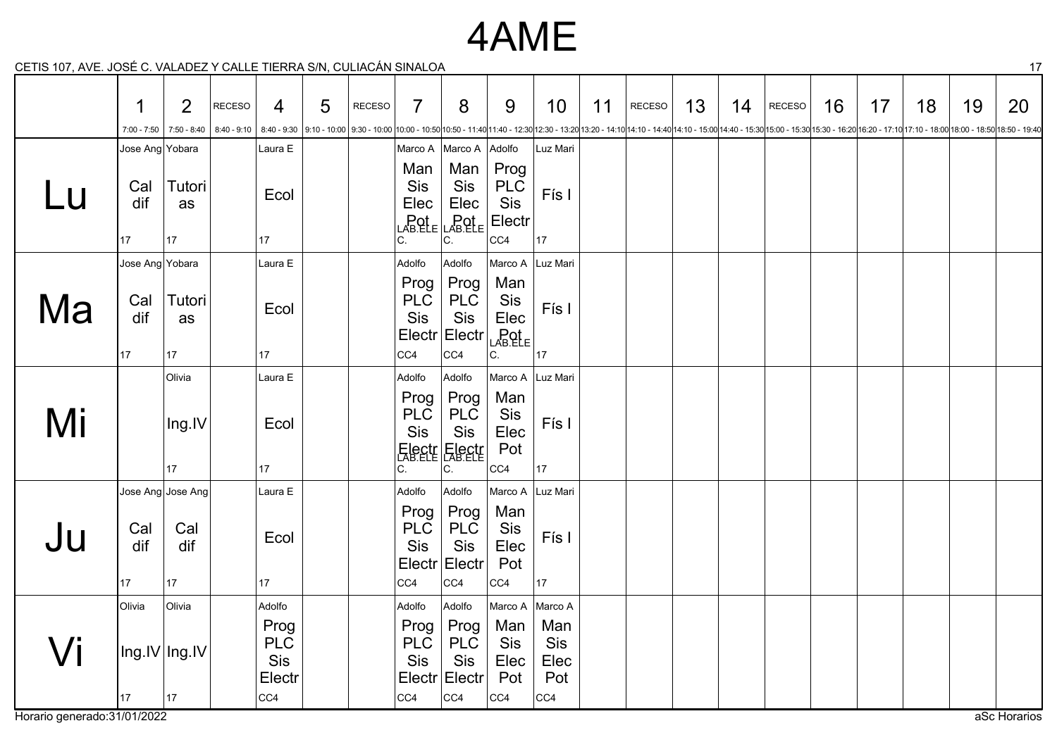# 4AME

CETIS 107, AVE. JOSÉ C. VALADEZ Y CALLE TIERRA S/N, CULIACÁN SINALOA

| | 1 | 2 | RECESO | 4 | 5 | RECESO | 7 | 8 | 9 | 10 | 11 | RECESO | 13 | 14 | RECESO | 16 | 17 | 18 | 19 | 20 |
|---|---|---|---|---|---|---|---|---|---|---|---|---|---|---|---|---|---|---|---|---|
| | 7:00 - 7:50 | 7:50 - 8:40 | 8:40 - 9:10 | 8:40 - 9:30 | 9:10 - 10:00 | 9:30 - 10:00 | 10:00 - 10:50 | 10:50 - 11:40 | 11:40 - 12:30 | 12:30 - 13:20 | 13:20 - 14:10 | 14:10 - 14:40 | 14:10 - 15:00 | 14:40 - 15:30 | 15:00 - 15:30 | 15:30 - 16:20 | 16:20 - 17:10 | 17:10 - 18:00 | 18:00 - 18:50 | 18:50 - 19:40 |
| **Lu** | Jose Ang Cal dif 17 | Yobara Tutorias 17 | | Laura E Ecol 17 | | | Marco A Man Sis Elec Pot LAB.ELEC. | Marco A Man Sis Elec Pot LAB.ELEC. | Adolfo Prog PLC Sis Electr CC4 | Luz Mari Fís I 17 | | | | | | | | | | |
| **Ma** | Jose Ang Cal dif 17 | Yobara Tutorias 17 | | Laura E Ecol 17 | | | Adolfo Prog PLC Sis Electr CC4 | Adolfo Prog PLC Sis Electr CC4 | Marco A Man Sis Elec Pot LAB.ELEC. | Luz Mari Fís I 17 | | | | | | | | | | |
| **Mi** | | Olivia Ing.IV 17 | | Laura E Ecol 17 | | | Adolfo Prog PLC Sis Electr LAB.ELEC. | Adolfo Prog PLC Sis Electr LAB.ELEC. | Marco A Man Sis Elec Pot CC4 | Luz Mari Fís I 17 | | | | | | | | | | |
| **Ju** | Jose Ang Cal dif 17 | Jose Ang Cal dif 17 | | Laura E Ecol 17 | | | Adolfo Prog PLC Sis Electr CC4 | Adolfo Prog PLC Sis Electr CC4 | Marco A Man Sis Elec Pot CC4 | Luz Mari Fís I 17 | | | | | | | | | | |
| **Vi** | Olivia Ing.IV 17 | Olivia Ing.IV 17 | | Adolfo Prog PLC Sis Electr CC4 | | | Adolfo Prog PLC Sis Electr CC4 | Adolfo Prog PLC Sis Electr CC4 | Marco A Man Sis Elec Pot CC4 | Marco A Man Sis Elec Pot CC4 | | | | | | | | | | |

Horario generado:31/01/2022

aSc Horarios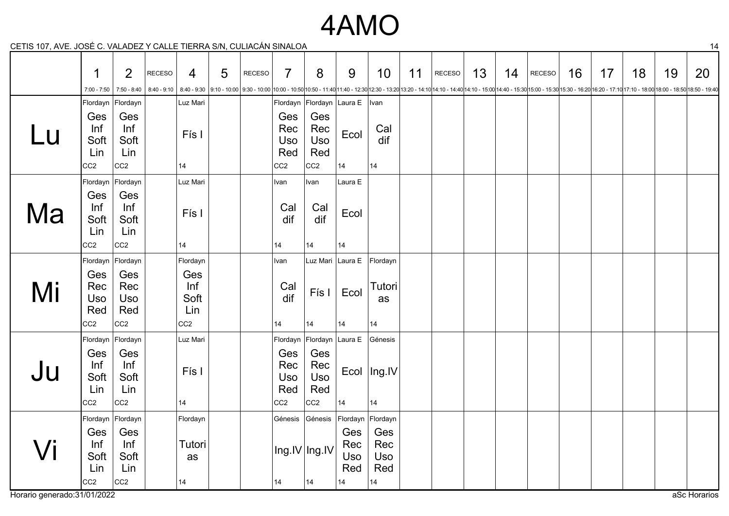# 4AMO

CETIS 107, AVE. JOSÉ C. VALADEZ Y CALLE TIERRA S/N, CULIACÁN SINALOA

| | 1<br>7:00 - 7:50 | 2<br>7:50 - 8:40 | RECESO<br>8:40 - 9:10 | 4<br>8:40 - 9:30 | 5<br>9:10 - 10:00 | RECESO<br>9:30 - 10:00 | 7<br>10:00 - 10:50 | 8<br>10:50 - 11:40 | 9<br>11:40 - 12:30 | 10<br>12:30 - 13:20 | 11<br>13:20 - 14:10 | RECESO<br>14:10 - 14:40 | 13<br>14:10 - 15:00 | 14<br>14:40 - 15:30 | RECESO<br>15:00 - 15:30 | 16<br>15:30 - 16:20 | 17<br>16:20 - 17:10 | 18<br>17:10 - 18:00 | 19<br>18:00 - 18:50 | 20<br>18:50 - 19:40 |
|---|---|---|---|---|---|---|---|---|---|---|---|---|---|---|---|---|---|---|---|---|
| Lu | Flordayn Ges Inf Soft Lin CC2 | Flordayn Ges Inf Soft Lin CC2 | | Luz Mari Fís I 14 | | | Flordayn Ges Rec Uso Red CC2 | Flordayn Ges Rec Uso Red CC2 | Laura E Ecol 14 | Ivan Cal dif 14 | | | | | | | | | | |
| Ma | Flordayn Ges Inf Soft Lin CC2 | Flordayn Ges Inf Soft Lin CC2 | | Luz Mari Fís I 14 | | | Ivan Cal dif 14 | Ivan Cal dif 14 | Laura E Ecol 14 | | | | | | | | | | | |
| Mi | Flordayn Ges Rec Uso Red CC2 | Flordayn Ges Rec Uso Red CC2 | | Flordayn Ges Inf Soft Lin CC2 | | | Ivan Cal dif 14 | Luz Mari Fís I 14 | Laura E Ecol 14 | Flordayn Tutorias 14 | | | | | | | | | | |
| Ju | Flordayn Ges Inf Soft Lin CC2 | Flordayn Ges Inf Soft Lin CC2 | | Luz Mari Fís I 14 | | | Flordayn Ges Rec Uso Red CC2 | Flordayn Ges Rec Uso Red CC2 | Laura E Ecol 14 | Génesis Ing.IV 14 | | | | | | | | | | |
| Vi | Flordayn Ges Inf Soft Lin CC2 | Flordayn Ges Inf Soft Lin CC2 | | Flordayn Tutorias 14 | | | Génesis Ing.IV 14 | Génesis Ing.IV 14 | Flordayn Ges Rec Uso Red 14 | Flordayn Ges Rec Uso Red 14 | | | | | | | | | | |

Horario generado:31/01/2022

aSc Horarios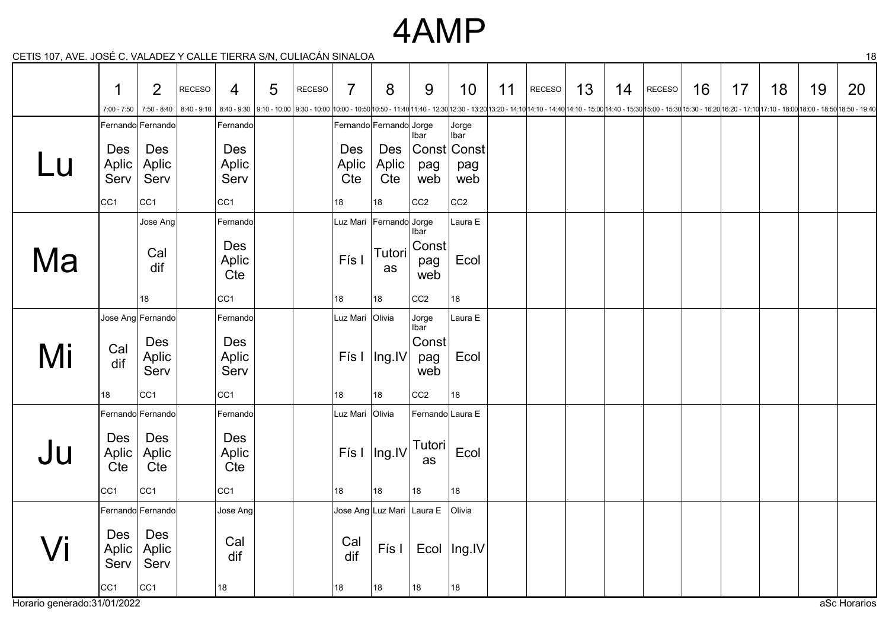# 4AMP

CETIS 107, AVE. JOSÉ C. VALADEZ Y CALLE TIERRA S/N, CULIACÁN SINALOA

| | 1<br>7:00 - 7:50 | 2<br>7:50 - 8:40 | RECESO<br>8:40 - 9:10 | 4<br>8:40 - 9:30 | 5<br>9:10 - 10:00 | RECESO<br>9:30 - 10:00 | 7<br>10:00 - 10:50 | 8<br>10:50 - 11:40 | 9<br>11:40 - 12:30 | 10<br>12:30 - 13:20 | 11<br>13:20 - 14:10 | RECESO<br>14:10 - 14:40 | 13<br>14:10 - 15:00 | 14<br>14:40 - 15:30 | RECESO<br>15:00 - 15:30 | 16<br>15:30 - 16:20 | 17<br>16:20 - 17:10 | 18<br>17:10 - 18:00 | 19<br>18:00 - 18:50 | 20<br>18:50 - 19:40 |
|---|---|---|---|---|---|---|---|---|---|---|---|---|---|---|---|---|---|---|---|---|
| Lu | Fernando Des Aplic Serv CC1 | Fernando Des Aplic Serv CC1 | | Fernando Des Aplic Serv CC1 | | | Fernando Des Aplic Cte 18 | Fernando Des Aplic Cte 18 | Jorge Ibar Const pag web CC2 | Jorge Ibar Const pag web CC2 | | | | | | | | | | |
| Ma | | Jose Ang Cal dif 18 | | Fernando Des Aplic Cte CC1 | | | Luz Mari Fís I 18 | Fernando Tutorias 18 | Jorge Ibar Const pag web CC2 | Laura E Ecol 18 | | | | | | | | | | |
| Mi | Jose Ang Cal dif 18 | Fernando Des Aplic Serv CC1 | | Fernando Des Aplic Serv CC1 | | | Luz Mari Fís I 18 | Olivia Ing.IV 18 | Jorge Ibar Const pag web CC2 | Laura E Ecol 18 | | | | | | | | | | |
| Ju | Fernando Des Aplic Cte CC1 | Fernando Des Aplic Cte CC1 | | Fernando Des Aplic Cte CC1 | | | Luz Mari Fís I 18 | Olivia Ing.IV 18 | Fernando Tutorias 18 | Laura E Ecol 18 | | | | | | | | | | |
| Vi | Fernando Des Aplic Serv CC1 | Fernando Des Aplic Serv CC1 | | Jose Ang Cal dif 18 | | | Jose Ang Cal dif 18 | Luz Mari Fís I 18 | Laura E Ecol 18 | Olivia Ing.IV 18 | | | | | | | | | | |

Horario generado:31/01/2022

aSc Horarios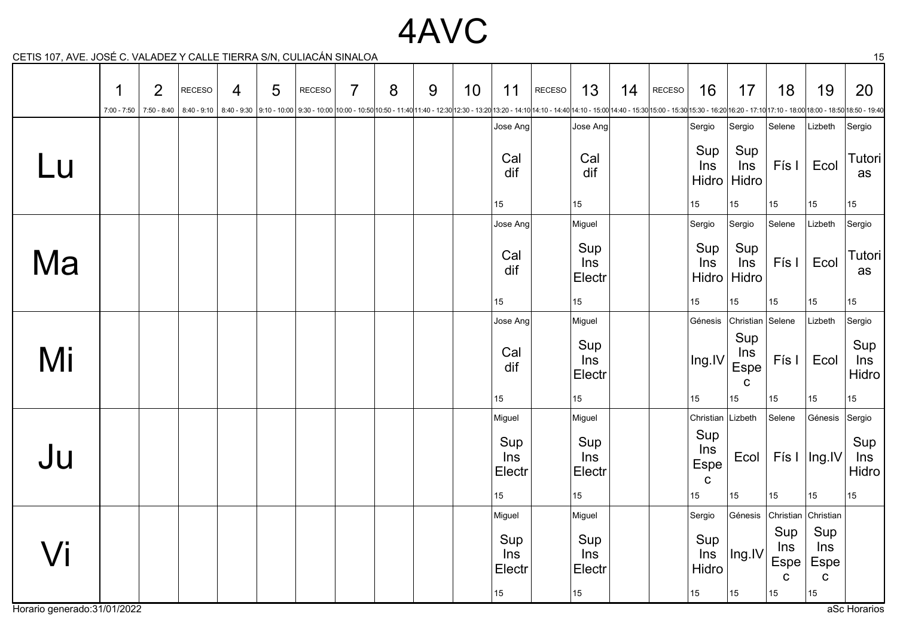# 4AVC

CETIS 107, AVE. JOSÉ C. VALADEZ Y CALLE TIERRA S/N, CULIACÁN SINALOA

| | 1 | 2 | RECESO | 4 | 5 | RECESO | 7 | 8 | 9 | 10 | 11 | RECESO | 13 | 14 | RECESO | 16 | 17 | 18 | 19 | 20 |
|---|---|---|---|---|---|---|---|---|---|---|---|---|---|---|---|---|---|---|---|---|
| | 7:00 - 7:50 | 7:50 - 8:40 | 8:40 - 9:10 | 8:40 - 9:30 | 9:10 - 10:00 | 9:30 - 10:00 | 10:00 - 10:50 | 10:50 - 11:40 | 11:40 - 12:30 | 12:30 - 13:20 | 13:20 - 14:10 | 14:10 - 14:40 | 14:10 - 15:00 | 14:40 - 15:30 | 15:00 - 15:30 | 15:30 - 16:20 | 16:20 - 17:10 | 17:10 - 18:00 | 18:00 - 18:50 | 18:50 - 19:40 |
| Lu | | | | | | | | | | | Jose Ang Cal dif 15 | | Jose Ang Cal dif 15 | | | Sergio Sup Ins Hidro 15 | Sergio Sup Ins Hidro 15 | Selene Fís I 15 | Lizbeth Ecol 15 | Sergio Tutorias 15 |
| Ma | | | | | | | | | | | Jose Ang Cal dif 15 | | Miguel Sup Ins Electr 15 | | | Sergio Sup Ins Hidro 15 | Sergio Sup Ins Hidro 15 | Selene Fís I 15 | Lizbeth Ecol 15 | Sergio Tutorias 15 |
| Mi | | | | | | | | | | | Jose Ang Cal dif 15 | | Miguel Sup Ins Electr 15 | | | Génesis Ing.IV 15 | Christian Sup Ins Espec 15 | Selene Fís I 15 | Lizbeth Ecol 15 | Sergio Sup Ins Hidro 15 |
| Ju | | | | | | | | | | | Miguel Sup Ins Electr 15 | | Miguel Sup Ins Electr 15 | | | Christian Sup Ins Espec 15 | Lizbeth Ecol 15 | Selene Fís I 15 | Génesis Ing.IV 15 | Sergio Sup Ins Hidro 15 |
| Vi | | | | | | | | | | | Miguel Sup Ins Electr 15 | | Miguel Sup Ins Electr 15 | | | Sergio Sup Ins Hidro 15 | Génesis Ing.IV 15 | Christian Sup Ins Espec 15 | Christian Sup Ins Espec 15 | |

Horario generado:31/01/2022

aSc Horarios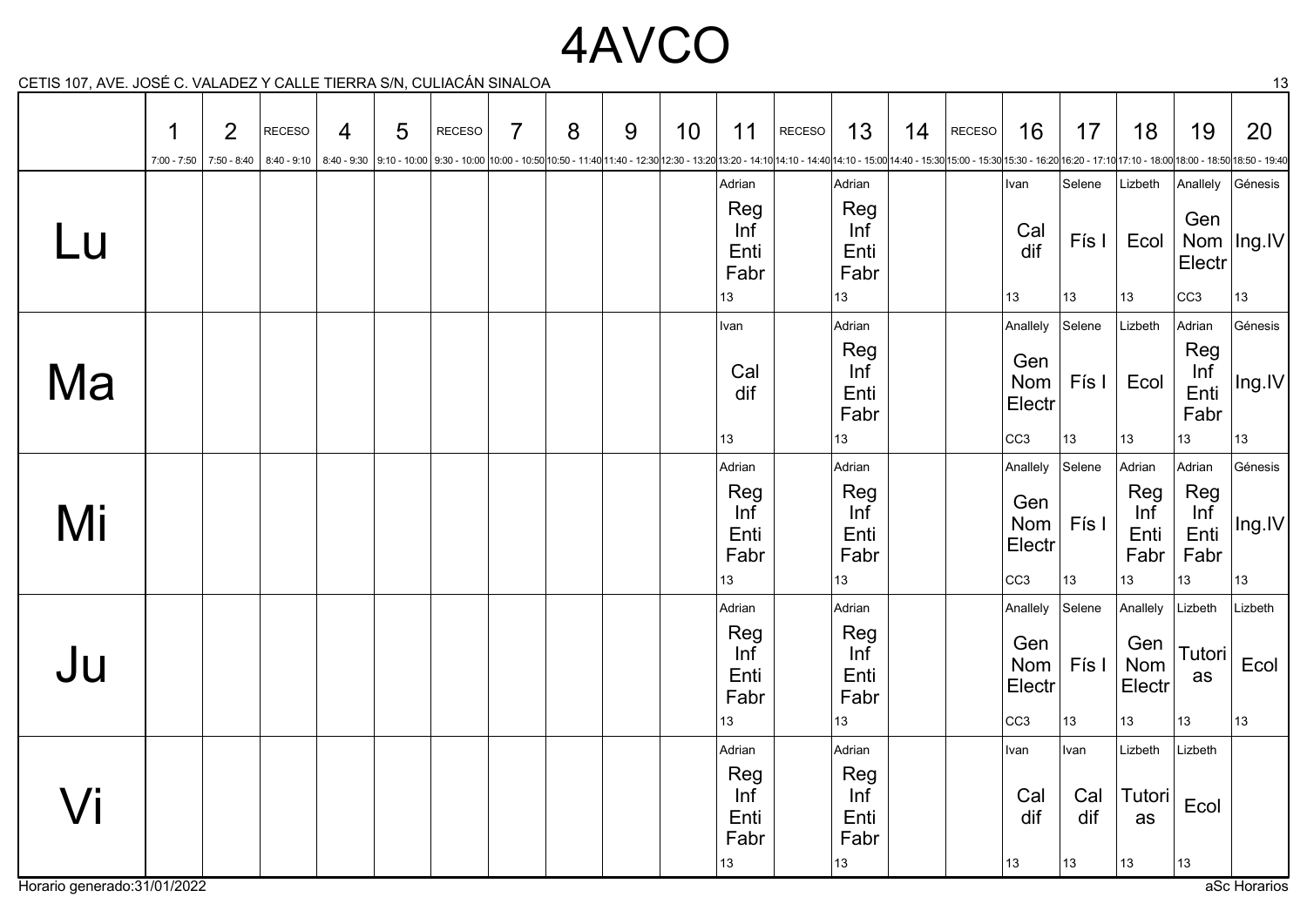# 4AVCO

CETIS 107, AVE. JOSÉ C. VALADEZ Y CALLE TIERRA S/N, CULIACÁN SINALOA

| | 1<br>7:00 - 7:50 | 2<br>7:50 - 8:40 | RECESO<br>8:40 - 9:10 | 4<br>8:40 - 9:30 | 5<br>9:10 - 10:00 | RECESO<br>9:30 - 10:00 | 7<br>10:00 - 10:50 | 8<br>10:50 - 11:40 | 9<br>11:40 - 12:30 | 10<br>12:30 - 13:20 | 11<br>13:20 - 14:10 | RECESO<br>14:10 - 14:40 | 13<br>14:10 - 15:00 | 14<br>14:40 - 15:30 | RECESO<br>15:00 - 15:30 | 16<br>15:30 - 16:20 | 17<br>16:20 - 17:10 | 18<br>17:10 - 18:00 | 19<br>18:00 - 18:50 | 20<br>18:50 - 19:40 |
|---|---|---|---|---|---|---|---|---|---|---|---|---|---|---|---|---|---|---|---|---|
| Lu | | | | | | | | | | | Adrian Reg Inf Enti Fabr 13 | | Adrian Reg Inf Enti Fabr 13 | | | Ivan Cal dif 13 | Selene Fís I 13 | Lizbeth Ecol 13 | Anallely Gen Nom Electr CC3 | Génesis Ing.IV 13 |
| Ma | | | | | | | | | | | Ivan Cal dif 13 | | Adrian Reg Inf Enti Fabr 13 | | | Anallely Gen Nom Electr CC3 | Selene Fís I 13 | Lizbeth Ecol 13 | Adrian Reg Inf Enti Fabr 13 | Génesis Ing.IV 13 |
| Mi | | | | | | | | | | | Adrian Reg Inf Enti Fabr 13 | | Adrian Reg Inf Enti Fabr 13 | | | Anallely Gen Nom Electr CC3 | Selene Fís I 13 | Adrian Reg Inf Enti Fabr 13 | Adrian Reg Inf Enti Fabr 13 | Génesis Ing.IV 13 |
| Ju | | | | | | | | | | | Adrian Reg Inf Enti Fabr 13 | | Adrian Reg Inf Enti Fabr 13 | | | Anallely Gen Nom Electr CC3 | Selene Fís I 13 | Anallely Gen Nom Electr 13 | Lizbeth Tutorias 13 | Lizbeth Ecol 13 |
| Vi | | | | | | | | | | | Adrian Reg Inf Enti Fabr 13 | | Adrian Reg Inf Enti Fabr 13 | | | Ivan Cal dif 13 | Ivan Cal dif 13 | Lizbeth Tutorias 13 | Lizbeth Ecol 13 | |

Horario generado:31/01/2022

aSc Horarios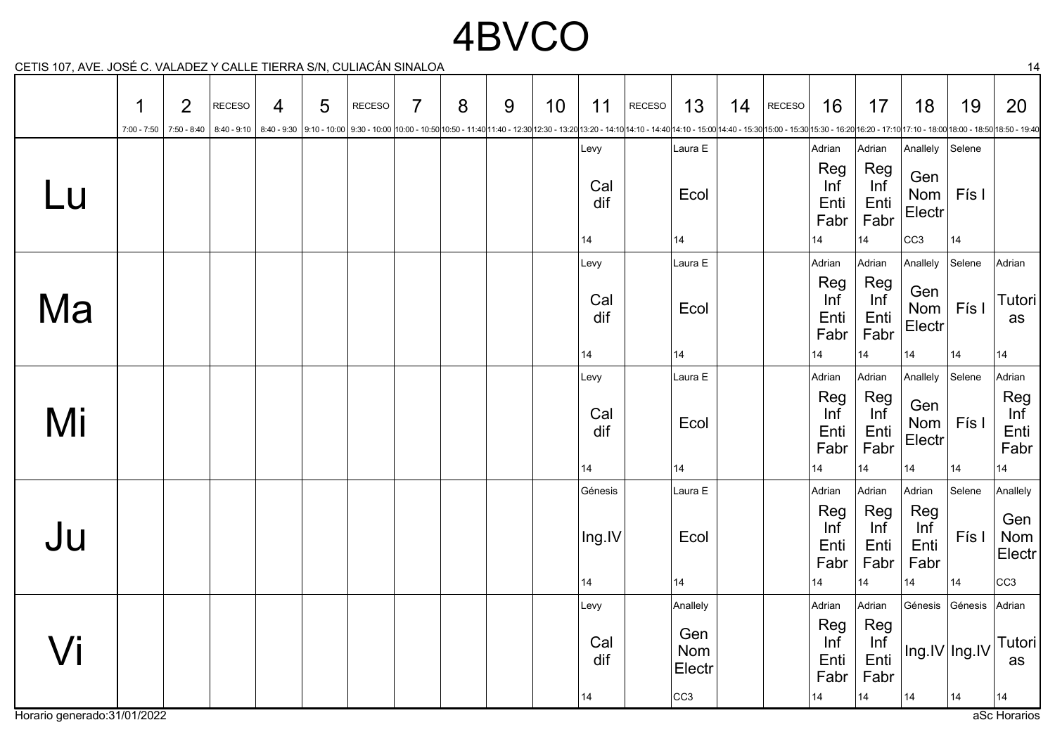# 4BVCO

CETIS 107, AVE. JOSÉ C. VALADEZ Y CALLE TIERRA S/N, CULIACÁN SINALOA

| | 1 | 2 | RECESO | 4 | 5 | RECESO | 7 | 8 | 9 | 10 | 11 | RECESO | 13 | 14 | RECESO | 16 | 17 | 18 | 19 | 20 |
|---|---|---|---|---|---|---|---|---|---|---|---|---|---|---|---|---|---|---|---|---|
| | 7:00 - 7:50 | 7:50 - 8:40 | 8:40 - 9:10 | 8:40 - 9:30 | 9:10 - 10:00 | 9:30 - 10:00 | 10:00 - 10:50 | 10:50 - 11:40 | 11:40 - 12:30 | 12:30 - 13:20 | 13:20 - 14:10 | 14:10 - 14:40 | 14:10 - 15:00 | 14:40 - 15:30 | 15:00 - 15:30 | 15:30 - 16:20 | 16:20 - 17:10 | 17:10 - 18:00 | 18:00 - 18:50 | 18:50 - 19:40 |
| Lu | | | | | | | | | | | Levy Cal dif 14 | | Laura E Ecol 14 | | | Adrian Reg Inf Enti Fabr 14 | Adrian Reg Inf Enti Fabr 14 | Anallely Gen Nom Electr CC3 | Selene Fís I 14 | |
| Ma | | | | | | | | | | | Levy Cal dif 14 | | Laura E Ecol 14 | | | Adrian Reg Inf Enti Fabr 14 | Adrian Reg Inf Enti Fabr 14 | Anallely Gen Nom Electr 14 | Selene Fís I 14 | Adrian Tutorias 14 |
| Mi | | | | | | | | | | | Levy Cal dif 14 | | Laura E Ecol 14 | | | Adrian Reg Inf Enti Fabr 14 | Adrian Reg Inf Enti Fabr 14 | Anallely Gen Nom Electr 14 | Selene Fís I 14 | Adrian Reg Inf Enti Fabr 14 |
| Ju | | | | | | | | | | | Génesis Ing.IV 14 | | Laura E Ecol 14 | | | Adrian Reg Inf Enti Fabr 14 | Adrian Reg Inf Enti Fabr 14 | Adrian Reg Inf Enti Fabr 14 | Selene Fís I 14 | Anallely Gen Nom Electr CC3 |
| Vi | | | | | | | | | | | Levy Cal dif 14 | | Anallely Gen Nom Electr CC3 | | | Adrian Reg Inf Enti Fabr 14 | Adrian Reg Inf Enti Fabr 14 | Génesis Ing.IV 14 | Génesis Ing.IV 14 | Adrian Tutorias 14 |

Horario generado:31/01/2022

aSc Horarios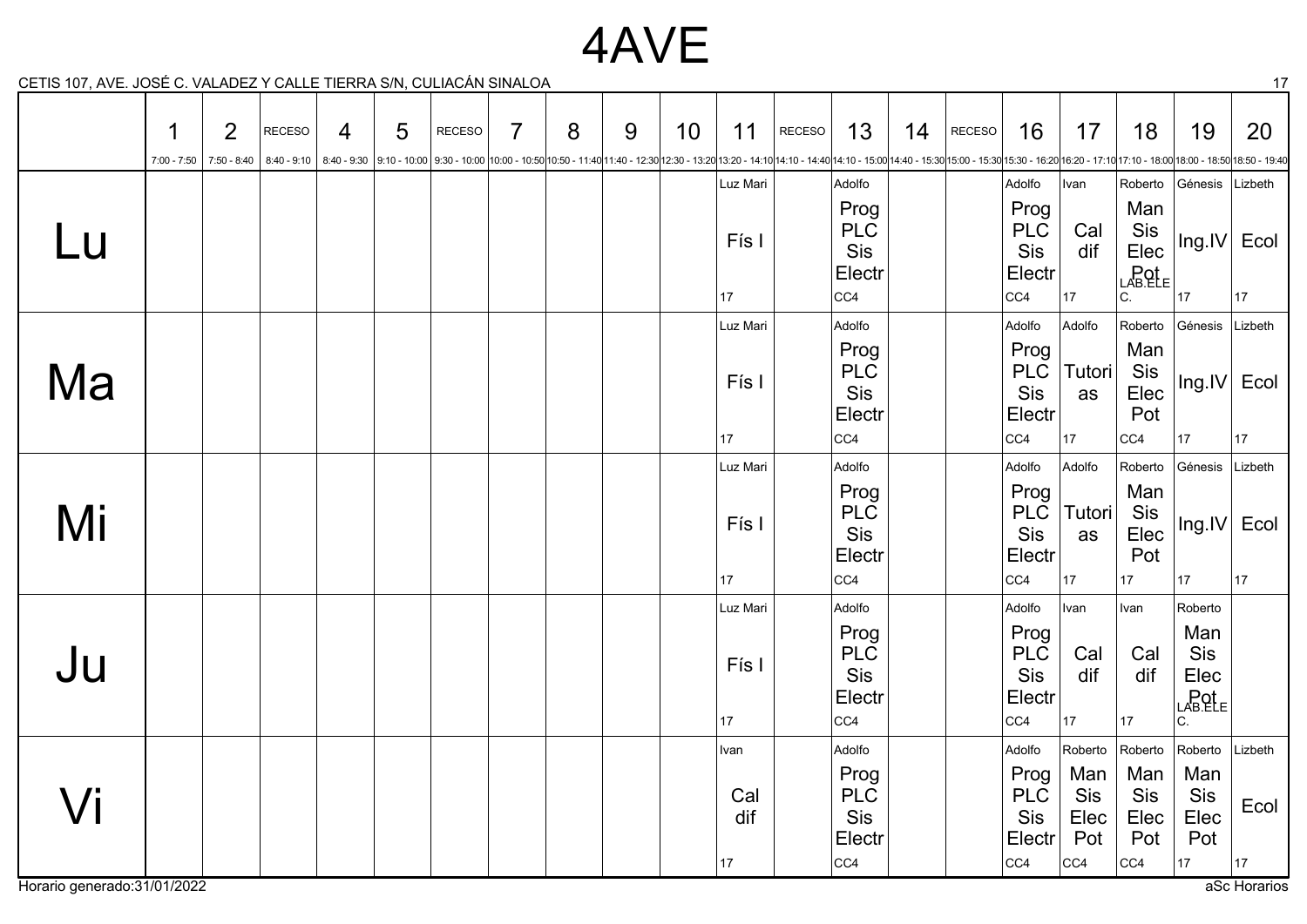# 4AVE

CETIS 107, AVE. JOSÉ C. VALADEZ Y CALLE TIERRA S/N, CULIACÁN SINALOA

| | 1<br>7:00 - 7:50 | 2<br>7:50 - 8:40 | RECESO<br>8:40 - 9:10 | 4<br>8:40 - 9:30 | 5<br>9:10 - 10:00 | RECESO<br>9:30 - 10:00 | 7<br>10:00 - 10:50 | 8<br>10:50 - 11:40 | 9<br>11:40 - 12:30 | 10<br>12:30 - 13:20 | 11<br>13:20 - 14:10 | RECESO<br>14:10 - 14:40 | 13<br>14:10 - 15:00 | 14<br>14:40 - 15:30 | RECESO<br>15:00 - 15:30 | 16<br>15:30 - 16:20 | 17<br>16:20 - 17:10 | 18<br>17:10 - 18:00 | 19<br>18:00 - 18:50 | 20<br>18:50 - 19:40 |
|---|---|---|---|---|---|---|---|---|---|---|---|---|---|---|---|---|---|---|---|---|
| Lu | | | | | | | | | | | Luz Mari<br>Fís I<br>17 | | Adolfo<br>Prog PLC Sis Electr<br>CC4 | | | Adolfo<br>Prog PLC Sis Electr<br>CC4 | Ivan<br>Cal dif<br>17 | Roberto<br>Man Sis Elec Pot<br>LAB.ELEC. | Génesis<br>Ing.IV<br>17 | Lizbeth<br>Ecol<br>17 |
| Ma | | | | | | | | | | | Luz Mari<br>Fís I<br>17 | | Adolfo<br>Prog PLC Sis Electr<br>CC4 | | | Adolfo<br>Prog PLC Sis Electr<br>CC4 | Adolfo<br>Tutorias<br>17 | Roberto<br>Man Sis Elec Pot<br>CC4 | Génesis<br>Ing.IV<br>17 | Lizbeth<br>Ecol<br>17 |
| Mi | | | | | | | | | | | Luz Mari<br>Fís I<br>17 | | Adolfo<br>Prog PLC Sis Electr<br>CC4 | | | Adolfo<br>Prog PLC Sis Electr<br>CC4 | Adolfo<br>Tutorias<br>17 | Roberto<br>Man Sis Elec Pot<br>17 | Génesis<br>Ing.IV<br>17 | Lizbeth<br>Ecol<br>17 |
| Ju | | | | | | | | | | | Luz Mari<br>Fís I<br>17 | | Adolfo<br>Prog PLC Sis Electr<br>CC4 | | | Adolfo<br>Prog PLC Sis Electr<br>CC4 | Ivan<br>Cal dif<br>17 | Ivan<br>Cal dif<br>17 | Roberto<br>Man Sis Elec Pot<br>LAB.ELEC. | |
| Vi | | | | | | | | | | | Ivan<br>Cal dif<br>17 | | Adolfo<br>Prog PLC Sis Electr<br>CC4 | | | Adolfo<br>Prog PLC Sis Electr<br>CC4 | Roberto<br>Man Sis Elec Pot<br>CC4 | Roberto<br>Man Sis Elec Pot<br>CC4 | Roberto<br>Man Sis Elec Pot<br>17 | Lizbeth<br>Ecol<br>17 |

Horario generado:31/01/2022

aSc Horarios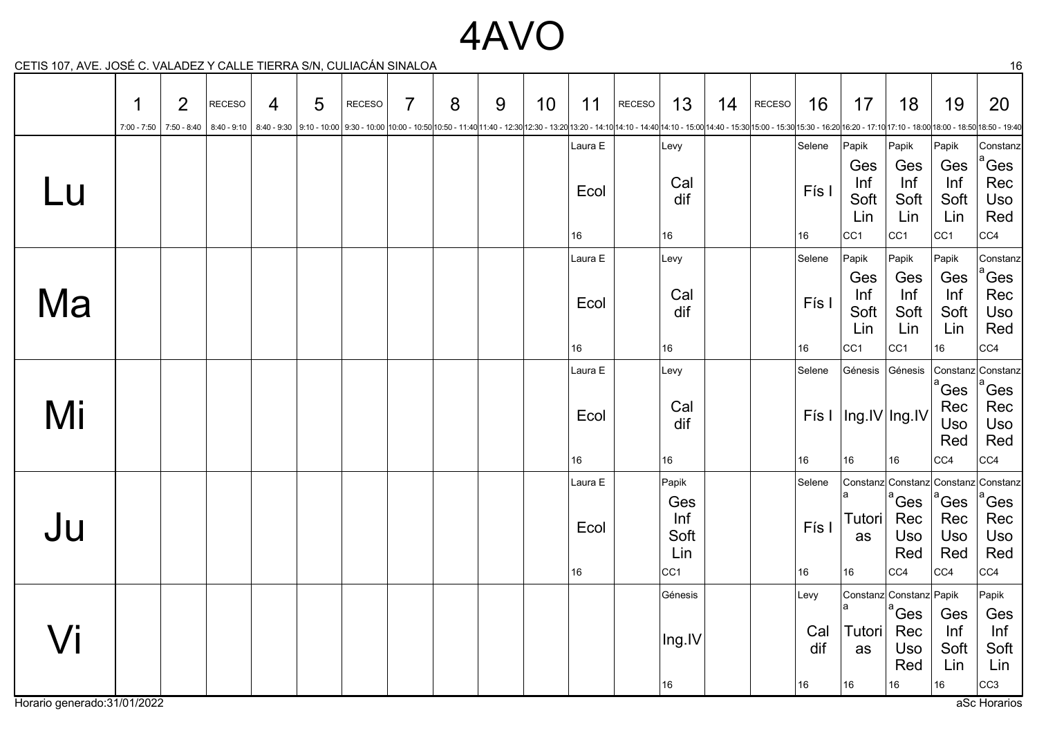# 4AVO

CETIS 107, AVE. JOSÉ C. VALADEZ Y CALLE TIERRA S/N, CULIACÁN SINALOA

| | 1<br>7:00 - 7:50 | 2<br>7:50 - 8:40 | RECESO<br>8:40 - 9:10 | 4<br>8:40 - 9:30 | 5<br>9:10 - 10:00 | RECESO<br>9:30 - 10:00 | 7<br>10:00 - 10:50 | 8<br>10:50 - 11:40 | 9<br>11:40 - 12:30 | 10<br>12:30 - 13:20 | 11<br>13:20 - 14:10 | RECESO<br>14:10 - 14:40 | 13<br>14:10 - 15:00 | 14<br>14:40 - 15:30 | RECESO<br>15:00 - 15:30 | 16<br>15:30 - 16:20 | 17<br>16:20 - 17:10 | 18<br>17:10 - 18:00 | 19<br>18:00 - 18:50 | 20<br>18:50 - 19:40 |
|---|---|---|---|---|---|---|---|---|---|---|---|---|---|---|---|---|---|---|---|---|
| Lu | | | | | | | | | | | Laura E<br>Ecol<br>16 | | Levy<br>Cal dif<br>16 | | | Selene<br>Fís I<br>16 | Papik<br>Ges Inf Soft Lin<br>CC1 | Papik<br>Ges Inf Soft Lin<br>CC1 | Papik<br>Ges Inf Soft Lin<br>CC1 | Constanza<br>Ges Rec Uso Red<br>CC4 |
| Ma | | | | | | | | | | | Laura E<br>Ecol<br>16 | | Levy<br>Cal dif<br>16 | | | Selene<br>Fís I<br>16 | Papik<br>Ges Inf Soft Lin<br>CC1 | Papik<br>Ges Inf Soft Lin<br>CC1 | Papik<br>Ges Inf Soft Lin<br>16 | Constanza<br>Ges Rec Uso Red<br>CC4 |
| Mi | | | | | | | | | | | Laura E<br>Ecol<br>16 | | Levy<br>Cal dif<br>16 | | | Selene<br>Fís I<br>16 | Génesis<br>Ing.IV<br>16 | Génesis<br>Ing.IV<br>16 | Constanza<br>Ges Rec Uso Red<br>CC4 | Constanza<br>Ges Rec Uso Red<br>CC4 |
| Ju | | | | | | | | | | | Laura E<br>Ecol<br>16 | | Papik<br>Ges Inf Soft Lin<br>CC1 | | | Selene<br>Fís I<br>16 | Constanza<br>Tutorias<br>16 | Constanza<br>Ges Rec Uso Red<br>CC4 | Constanza<br>Ges Rec Uso Red<br>CC4 | Constanza<br>Ges Rec Uso Red<br>CC4 |
| Vi | | | | | | | | | | | | | Génesis<br>Ing.IV<br>16 | | | Levy<br>Cal dif<br>16 | Constanza<br>Tutorias<br>16 | Constanza<br>Ges Rec Uso Red<br>16 | Papik<br>Ges Inf Soft Lin<br>16 | Papik<br>Ges Inf Soft Lin<br>CC3 |

Horario generado:31/01/2022

aSc Horarios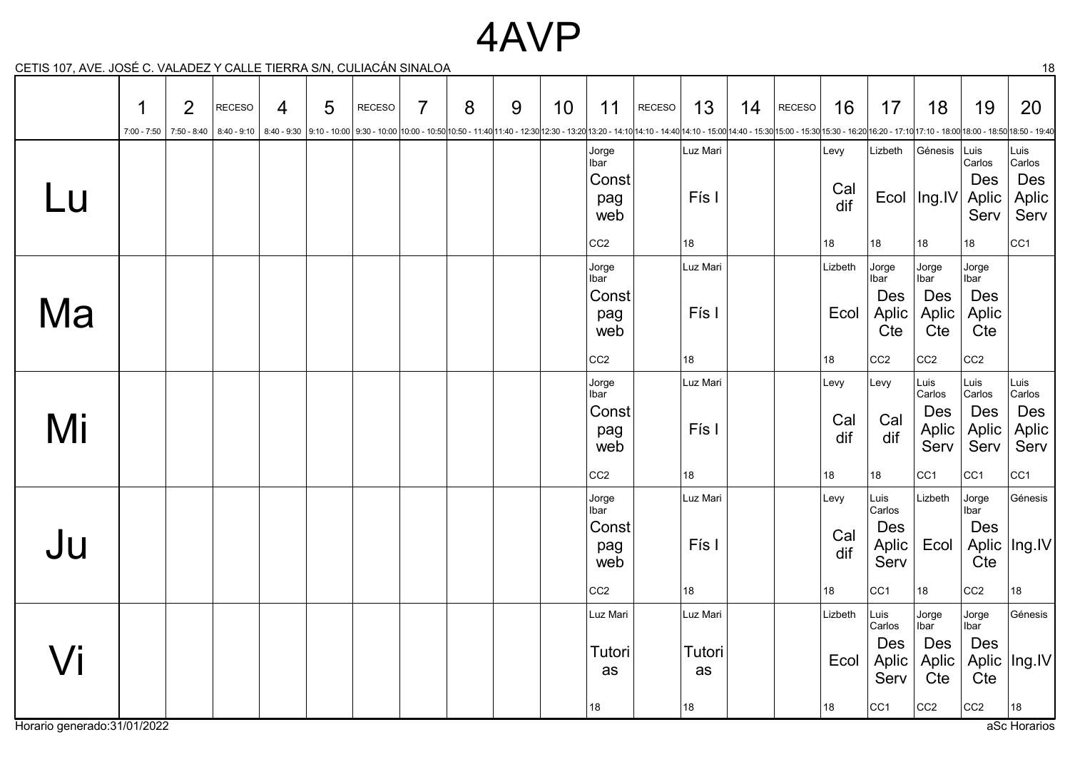# 4AVP

CETIS 107, AVE. JOSÉ C. VALADEZ Y CALLE TIERRA S/N, CULIACÁN SINALOA

| | 1 | 2 | RECESO | 4 | 5 | RECESO | 7 | 8 | 9 | 10 | 11 | RECESO | 13 | 14 | RECESO | 16 | 17 | 18 | 19 | 20 |
|---|---|---|---|---|---|---|---|---|---|---|---|---|---|---|---|---|---|---|---|---|
| | 7:00 - 7:50 | 7:50 - 8:40 | 8:40 - 9:10 | 8:40 - 9:30 | 9:10 - 10:00 | 9:30 - 10:00 | 10:00 - 10:50 | 10:50 - 11:40 | 11:40 - 12:30 | 12:30 - 13:20 | 13:20 - 14:10 | 14:10 - 14:40 | 14:10 - 15:00 | 14:40 - 15:30 | 15:00 - 15:30 | 15:30 - 16:20 | 16:20 - 17:10 | 17:10 - 18:00 | 18:00 - 18:50 | 18:50 - 19:40 |
| Lu | | | | | | | | | | | Jorge Ibar Const pag web CC2 | | Luz Mari Fís I 18 | | | Levy Cal dif 18 | Lizbeth Ecol 18 | Génesis Ing.IV 18 | Luis Carlos Des Aplic Serv 18 | Luis Carlos Des Aplic Serv CC1 |
| Ma | | | | | | | | | | | Jorge Ibar Const pag web CC2 | | Luz Mari Fís I 18 | | | Lizbeth Ecol 18 | Jorge Ibar Des Aplic Cte CC2 | Jorge Ibar Des Aplic Cte CC2 | Jorge Ibar Des Aplic Cte CC2 | |
| Mi | | | | | | | | | | | Jorge Ibar Const pag web CC2 | | Luz Mari Fís I 18 | | | Levy Cal dif 18 | Levy Cal dif 18 | Luis Carlos Des Aplic Serv CC1 | Luis Carlos Des Aplic Serv CC1 | Luis Carlos Des Aplic Serv CC1 |
| Ju | | | | | | | | | | | Jorge Ibar Const pag web CC2 | | Luz Mari Fís I 18 | | | Levy Cal dif 18 | Luis Carlos Des Aplic Serv CC1 | Lizbeth Ecol 18 | Jorge Ibar Des Aplic Cte CC2 | Génesis Ing.IV 18 |
| Vi | | | | | | | | | | | Luz Mari Tutorias 18 | | Luz Mari Tutorias 18 | | | Lizbeth Ecol 18 | Luis Carlos Des Aplic Serv CC1 | Jorge Ibar Des Aplic Cte CC2 | Jorge Ibar Des Aplic Cte CC2 | Génesis Ing.IV 18 |

Horario generado:31/01/2022

aSc Horarios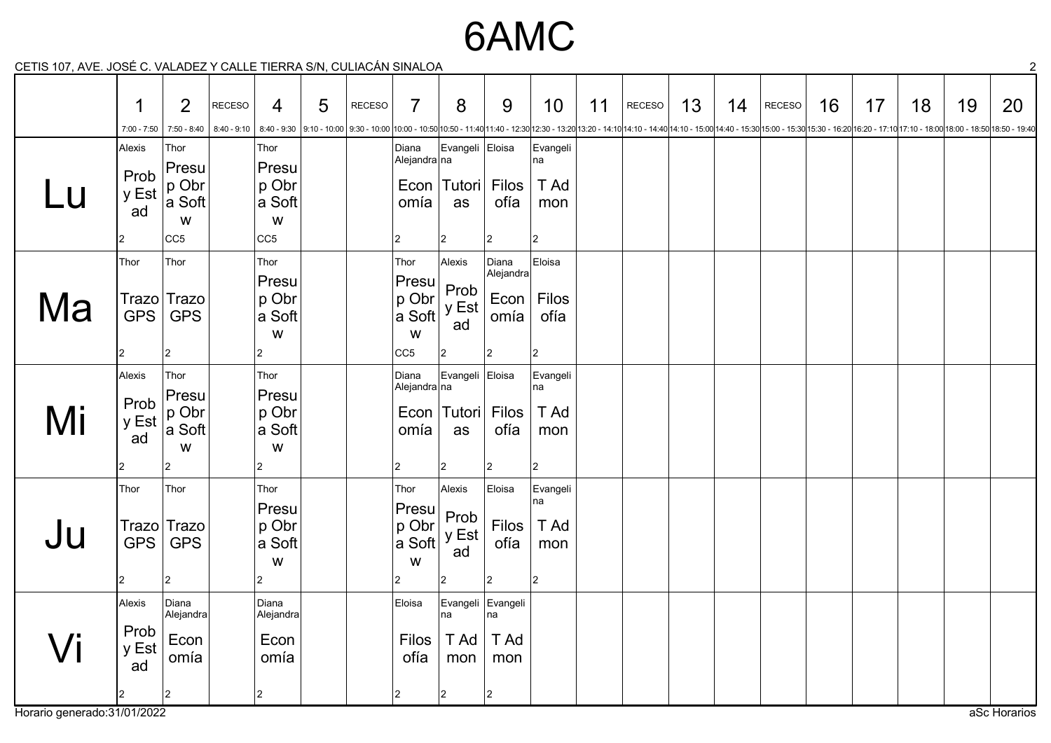# 6AMC

CETIS 107, AVE. JOSÉ C. VALADEZ Y CALLE TIERRA S/N, CULIACÁN SINALOA

| | 1 (7:00 - 7:50) | 2 (7:50 - 8:40) | RECESO (8:40 - 9:10) | 4 (8:40 - 9:30) | 5 (9:10 - 10:00) | RECESO (9:30 - 10:00) | 7 (10:00 - 10:50) | 8 (10:50 - 11:40) | 9 (11:40 - 12:30) | 10 (12:30 - 13:20) | 11 (13:20 - 14:10) | RECESO (14:10 - 14:40) | 13 (14:10 - 15:00) | 14 (14:40 - 15:30) | RECESO (15:00 - 15:30) | 16 (15:30 - 16:20) | 17 (16:20 - 17:10) | 18 (17:10 - 18:00) | 19 (18:00 - 18:50) | 20 (18:50 - 19:40) |
|---|---|---|---|---|---|---|---|---|---|---|---|---|---|---|---|---|---|---|---|---|
| Lu | Alexis Prob y Est ad 2 | Thor Presup Obra Softw CC5 | | Thor Presup Obra Softw CC5 | | | Diana Alejandra Economía 2 | Evangelina Tutorias 2 | Eloisa Filosofía 2 | Evangelina T Ad mon 2 | | | | | | | | | | |
| Ma | Thor Trazo GPS 2 | Thor Trazo GPS 2 | | Thor Presup Obra Softw 2 | | | Thor Presup Obra Softw CC5 | Alexis Prob y Est ad 2 | Diana Alejandra Economía 2 | Eloisa Filosofía 2 | | | | | | | | | | |
| Mi | Alexis Prob y Est ad 2 | Thor Presup Obra Softw 2 | | Thor Presup Obra Softw 2 | | | Diana Alejandra Economía 2 | Evangelina Tutorias 2 | Eloisa Filosofía 2 | Evangelina T Ad mon 2 | | | | | | | | | | |
| Ju | Thor Trazo GPS 2 | Thor Trazo GPS 2 | | Thor Presup Obra Softw 2 | | | Thor Presup Obra Softw 2 | Alexis Prob y Est ad 2 | Eloisa Filosofía 2 | Evangelina T Ad mon 2 | | | | | | | | | | |
| Vi | Alexis Prob y Est ad 2 | Diana Alejandra Economía 2 | | Diana Alejandra Economía 2 | | | Eloisa Filosofía 2 | Evangelina T Ad mon 2 | Evangelina T Ad mon 2 | | | | | | | | | | | |

Horario generado:31/01/2022

aSc Horarios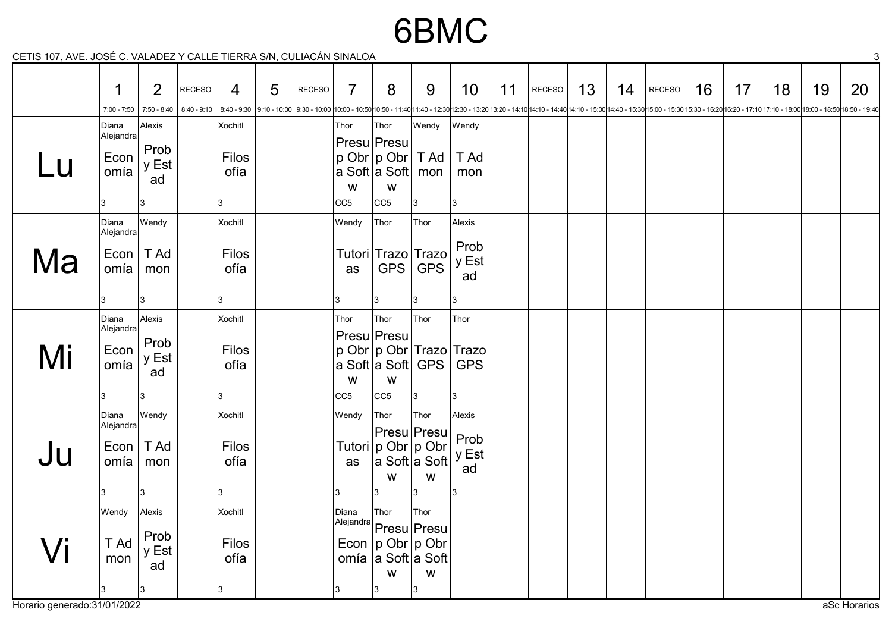# 6BMC

CETIS 107, AVE. JOSÉ C. VALADEZ Y CALLE TIERRA S/N, CULIACÁN SINALOA

| | 1<br>7:00 - 7:50 | 2<br>7:50 - 8:40 | RECESO<br>8:40 - 9:10 | 4<br>8:40 - 9:30 | 5<br>9:10 - 10:00 | RECESO<br>9:30 - 10:00 | 7<br>10:00 - 10:50 | 8<br>10:50 - 11:40 | 9<br>11:40 - 12:30 | 10<br>12:30 - 13:20 | 11<br>13:20 - 14:10 | RECESO<br>14:10 - 14:40 | 13<br>14:10 - 15:00 | 14<br>14:40 - 15:30 | RECESO<br>15:00 - 15:30 | 16<br>15:30 - 16:20 | 17<br>16:20 - 17:10 | 18<br>17:10 - 18:00 | 19<br>18:00 - 18:50 | 20<br>18:50 - 19:40 |
|---|---|---|---|---|---|---|---|---|---|---|---|---|---|---|---|---|---|---|---|---|
| Lu | Diana Alejandra<br>Economía<br>3 | Alexis<br>Prob y Estad<br>3 | | Xochitl<br>Filosofía<br>3 | | | Thor<br>Presup Obra Softw<br>CC5 | Thor<br>Presup Obra Softw<br>CC5 | Wendy<br>T Admon<br>3 | Wendy<br>T Admon<br>3 | | | | | | | | | | |
| Ma | Diana Alejandra<br>Economía<br>3 | Wendy<br>T Admon<br>3 | | Xochitl<br>Filosofía<br>3 | | | Wendy<br>Tutorias<br>3 | Thor<br>Trazo GPS<br>3 | Thor<br>Trazo GPS<br>3 | Alexis<br>Prob y Estad<br>3 | | | | | | | | | | |
| Mi | Diana Alejandra<br>Economía<br>3 | Alexis<br>Prob y Estad<br>3 | | Xochitl<br>Filosofía<br>3 | | | Thor<br>Presup Obra Softw<br>CC5 | Thor<br>Presup Obra Softw<br>CC5 | Thor<br>Trazo GPS<br>3 | Thor<br>Trazo GPS<br>3 | | | | | | | | | | |
| Ju | Diana Alejandra<br>Economía<br>3 | Wendy<br>T Admon<br>3 | | Xochitl<br>Filosofía<br>3 | | | Wendy<br>Tutorias<br>3 | Thor<br>Presup Obra Softw<br>3 | Thor<br>Presup Obra Softw<br>3 | Alexis<br>Prob y Estad<br>3 | | | | | | | | | | |
| Vi | Wendy<br>T Admon<br>3 | Alexis<br>Prob y Estad<br>3 | | Xochitl<br>Filosofía<br>3 | | | Diana Alejandra<br>Economía<br>3 | Thor<br>Presup Obra Softw<br>3 | Thor<br>Presup Obra Softw<br>3 | | | | | | | | | | | |

Horario generado:31/01/2022

aSc Horarios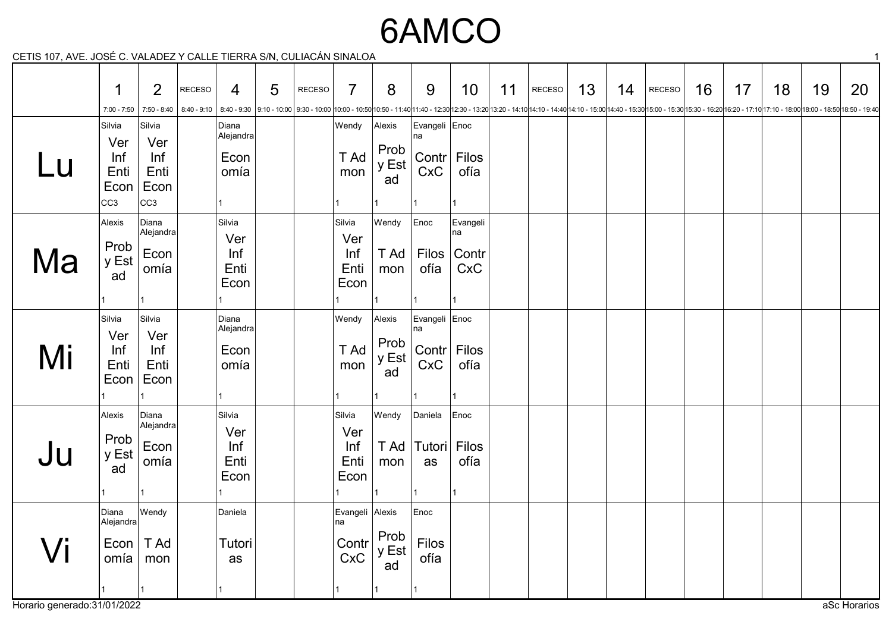# 6AMCO

CETIS 107, AVE. JOSÉ C. VALADEZ Y CALLE TIERRA S/N, CULIACÁN SINALOA

| | 1<br>7:00 - 7:50 | 2<br>7:50 - 8:40 | RECESO<br>8:40 - 9:10 | 4<br>8:40 - 9:30 | 5<br>9:10 - 10:00 | RECESO<br>9:30 - 10:00 | 7<br>10:00 - 10:50 | 8<br>10:50 - 11:40 | 9<br>11:40 - 12:30 | 10<br>12:30 - 13:20 | 11<br>13:20 - 14:10 | RECESO<br>14:10 - 14:40 | 13<br>14:10 - 15:00 | 14<br>14:40 - 15:30 | RECESO<br>15:00 - 15:30 | 16<br>15:30 - 16:20 | 17<br>16:20 - 17:10 | 18<br>17:10 - 18:00 | 19<br>18:00 - 18:50 | 20<br>18:50 - 19:40 |
|---|---|---|---|---|---|---|---|---|---|---|---|---|---|---|---|---|---|---|---|---|
| Lu | Silvia<br>Ver Inf Enti Econ<br>CC3 | Silvia<br>Ver Inf Enti Econ<br>CC3 | | Diana Alejandra<br>Economía<br>1 | | | Wendy<br>T Ad mon<br>1 | Alexis<br>Prob y Est ad<br>1 | Evangelina<br>Contr CxC<br>1 | Enoc<br>Filosofía<br>1 | | | | | | | | | | |
| Ma | Alexis<br>Prob y Est ad<br>1 | Diana Alejandra<br>Economía<br>1 | | Silvia<br>Ver Inf Enti Econ<br>1 | | | Silvia<br>Ver Inf Enti Econ<br>1 | Wendy<br>T Ad mon<br>1 | Enoc<br>Filosofía<br>1 | Evangelina<br>Contr CxC<br>1 | | | | | | | | | | |
| Mi | Silvia<br>Ver Inf Enti Econ<br>1 | Silvia<br>Ver Inf Enti Econ<br>1 | | Diana Alejandra<br>Economía<br>1 | | | Wendy<br>T Ad mon<br>1 | Alexis<br>Prob y Est ad<br>1 | Evangelina<br>Contr CxC<br>1 | Enoc<br>Filosofía<br>1 | | | | | | | | | | |
| Ju | Alexis<br>Prob y Est ad<br>1 | Diana Alejandra<br>Economía<br>1 | | Silvia<br>Ver Inf Enti Econ<br>1 | | | Silvia<br>Ver Inf Enti Econ<br>1 | Wendy<br>T Ad mon<br>1 | Daniela<br>Tutorias<br>1 | Enoc<br>Filosofía<br>1 | | | | | | | | | | |
| Vi | Diana Alejandra<br>Economía<br>1 | Wendy<br>T Ad mon<br>1 | | Daniela<br>Tutorias<br>1 | | | Evangelina<br>Contr CxC<br>1 | Alexis<br>Prob y Est ad<br>1 | Enoc<br>Filosofía<br>1 | | | | | | | | | | | |

Horario generado:31/01/2022

aSc Horarios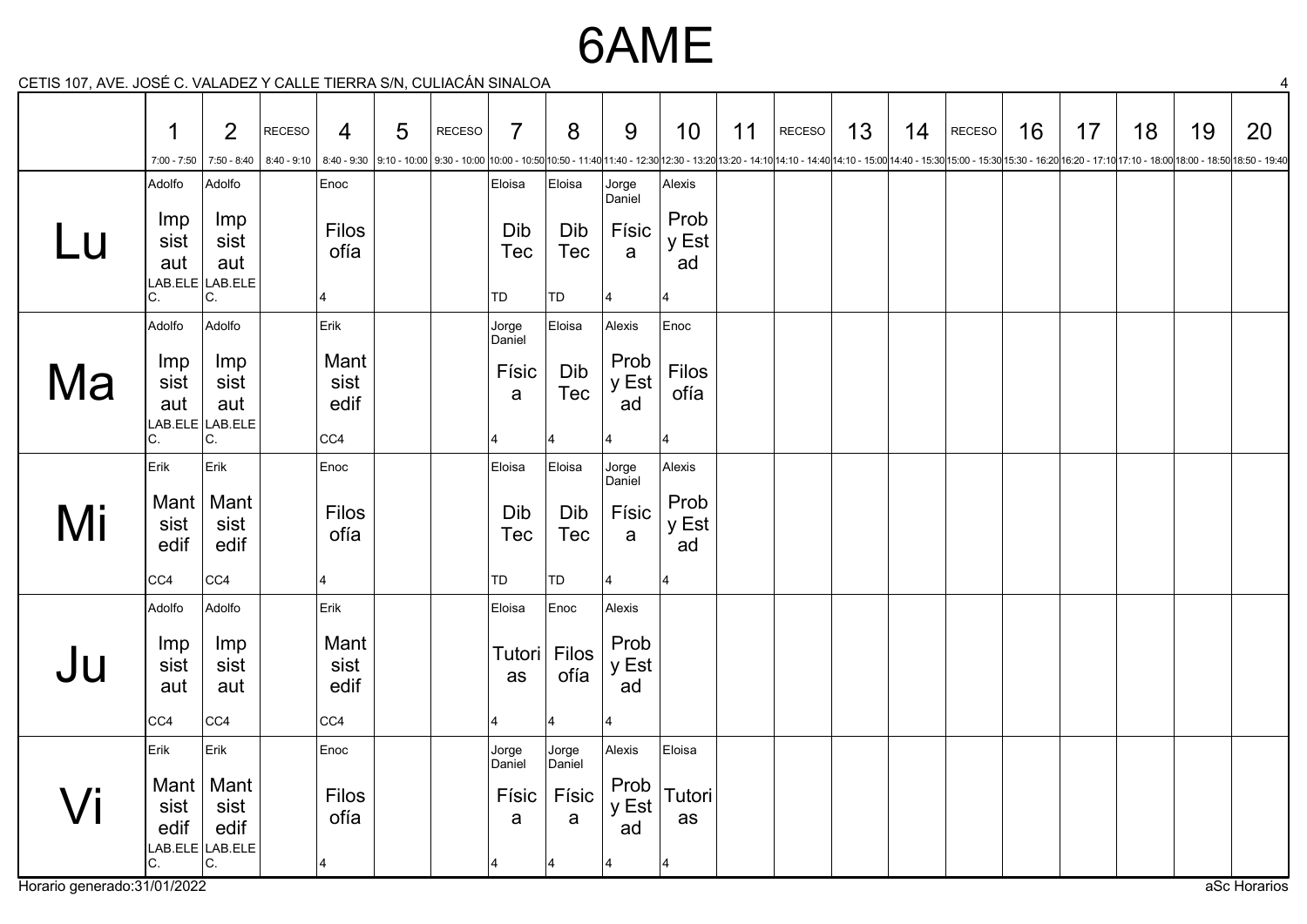# 6AME

CETIS 107, AVE. JOSÉ C. VALADEZ Y CALLE TIERRA S/N, CULIACÁN SINALOA

| | 1<br>7:00 - 7:50 | 2<br>7:50 - 8:40 | RECESO<br>8:40 - 9:10 | 4<br>8:40 - 9:30 | 5<br>9:10 - 10:00 | RECESO<br>9:30 - 10:00 | 7<br>10:00 - 10:50 | 8<br>10:50 - 11:40 | 9<br>11:40 - 12:30 | 10<br>12:30 - 13:20 | 11<br>13:20 - 14:10 | RECESO<br>14:10 - 14:40 | 13<br>14:10 - 15:00 | 14<br>14:40 - 15:30 | RECESO<br>15:00 - 15:30 | 16<br>15:30 - 16:20 | 17<br>16:20 - 17:10 | 18<br>17:10 - 18:00 | 19<br>18:00 - 18:50 | 20<br>18:50 - 19:40 |
|---|---|---|---|---|---|---|---|---|---|---|---|---|---|---|---|---|---|---|---|---|
| Lu | Adolfo Imp sist aut LAB.ELEC. | Adolfo Imp sist aut LAB.ELEC. | | Enoc Filosofía 4 | | | Eloisa Dib Tec TD | Eloisa Dib Tec TD | Jorge Daniel Física 4 | Alexis Prob y Estad 4 | | | | | | | | | | |
| Ma | Adolfo Imp sist aut LAB.ELEC. | Adolfo Imp sist aut LAB.ELEC. | | Erik Mant sist edif CC4 | | | Jorge Daniel Física 4 | Eloisa Dib Tec 4 | Alexis Prob y Estad 4 | Enoc Filosofía 4 | | | | | | | | | | |
| Mi | Erik Mant sist edif CC4 | Erik Mant sist edif CC4 | | Enoc Filosofía 4 | | | Eloisa Dib Tec TD | Eloisa Dib Tec TD | Jorge Daniel Física 4 | Alexis Prob y Estad 4 | | | | | | | | | | |
| Ju | Adolfo Imp sist aut CC4 | Adolfo Imp sist aut CC4 | | Erik Mant sist edif CC4 | | | Eloisa Tutorias 4 | Enoc Filosofía 4 | Alexis Prob y Estad 4 | | | | | | | | | | | |
| Vi | Erik Mant sist edif LAB.ELEC. | Erik Mant sist edif LAB.ELEC. | | Enoc Filosofía 4 | | | Jorge Daniel Física 4 | Jorge Daniel Física 4 | Alexis Prob y Estad 4 | Eloisa Tutorias 4 | | | | | | | | | | |

Horario generado:31/01/2022

aSc Horarios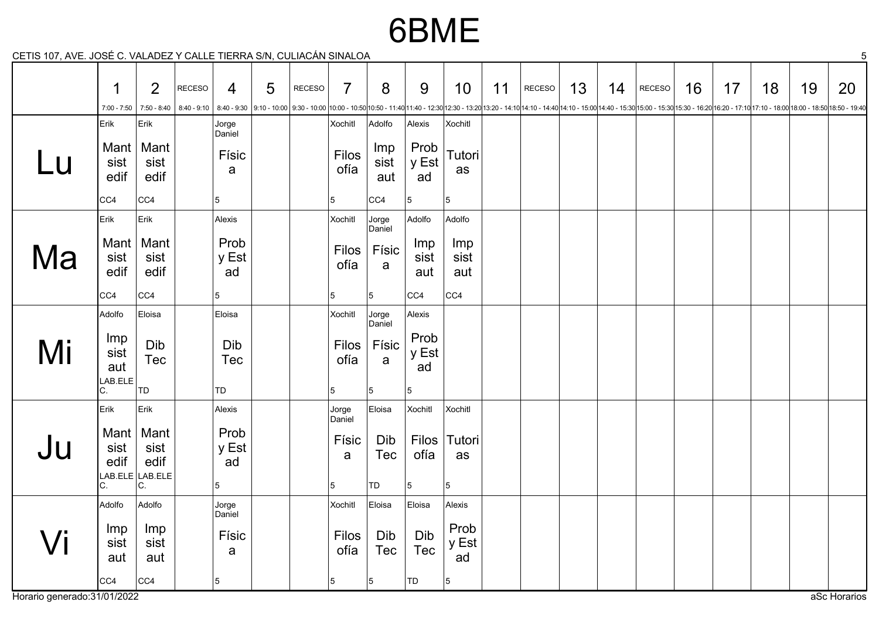# 6BME

CETIS 107, AVE. JOSÉ C. VALADEZ Y CALLE TIERRA S/N, CULIACÁN SINALOA

| | 1<br>7:00 - 7:50 | 2<br>7:50 - 8:40 | RECESO<br>8:40 - 9:10 | 4<br>8:40 - 9:30 | 5<br>9:10 - 10:00 | RECESO<br>9:30 - 10:00 | 7<br>10:00 - 10:50 | 8<br>10:50 - 11:40 | 9<br>11:40 - 12:30 | 10<br>12:30 - 13:20 | 11<br>13:20 - 14:10 | RECESO<br>14:10 - 14:40 | 13<br>14:10 - 15:00 | 14<br>14:40 - 15:30 | RECESO<br>15:00 - 15:30 | 16<br>15:30 - 16:20 | 17<br>16:20 - 17:10 | 18<br>17:10 - 18:00 | 19<br>18:00 - 18:50 | 20<br>18:50 - 19:40 |
|---|---|---|---|---|---|---|---|---|---|---|---|---|---|---|---|---|---|---|---|---|
| Lu | Erik<br>Mant sist edif<br>CC4 | Erik<br>Mant sist edif<br>CC4 | | Jorge Daniel<br>Física<br>5 | | | Xochitl<br>Filosofía<br>5 | Adolfo<br>Imp sist aut<br>CC4 | Alexis<br>Prob y Est ad<br>5 | Xochitl<br>Tutorias<br>5 | | | | | | | | | | |
| Ma | Erik<br>Mant sist edif<br>CC4 | Erik<br>Mant sist edif<br>CC4 | | Alexis<br>Prob y Est ad<br>5 | | | Xochitl<br>Filosofía<br>5 | Jorge Daniel<br>Física<br>5 | Adolfo<br>Imp sist aut<br>CC4 | Adolfo<br>Imp sist aut<br>CC4 | | | | | | | | | | |
| Mi | Adolfo<br>Imp sist aut<br>LAB.ELEC. | Eloisa<br>Dib Tec<br>TD | | Eloisa<br>Dib Tec<br>TD | | | Xochitl<br>Filosofía<br>5 | Jorge Daniel<br>Física<br>5 | Alexis<br>Prob y Est ad<br>5 | | | | | | | | | | | |
| Ju | Erik<br>Mant sist edif<br>LAB.ELEC. | Erik<br>Mant sist edif<br>LAB.ELEC. | | Alexis<br>Prob y Est ad<br>5 | | | Jorge Daniel<br>Física<br>5 | Eloisa<br>Dib Tec<br>TD | Xochitl<br>Filosofía<br>5 | Xochitl<br>Tutorias<br>5 | | | | | | | | | | |
| Vi | Adolfo<br>Imp sist aut<br>CC4 | Adolfo<br>Imp sist aut<br>CC4 | | Jorge Daniel<br>Física<br>5 | | | Xochitl<br>Filosofía<br>5 | Eloisa<br>Dib Tec<br>5 | Eloisa<br>Dib Tec<br>TD | Alexis<br>Prob y Est ad<br>5 | | | | | | | | | | |

Horario generado:31/01/2022

aSc Horarios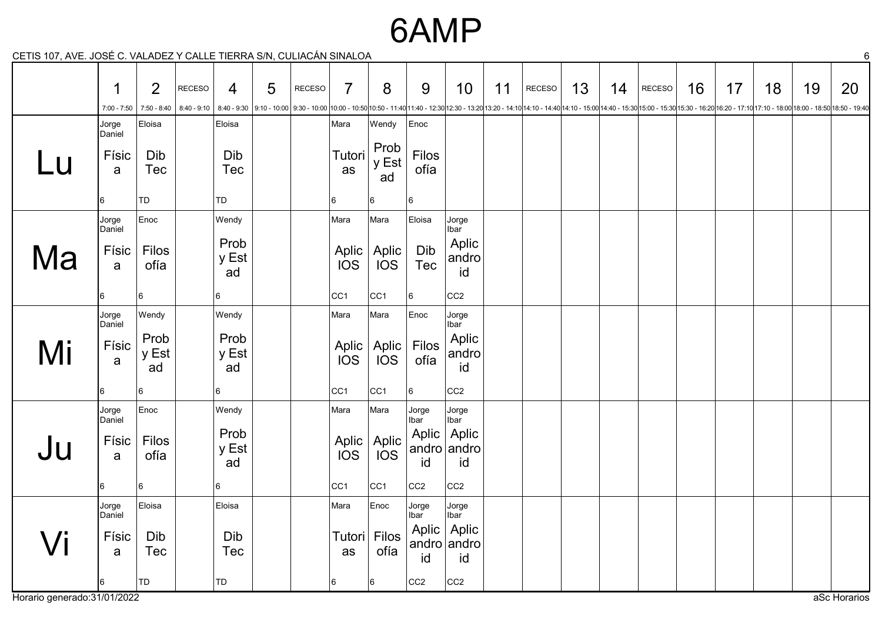# 6AMP

CETIS 107, AVE. JOSÉ C. VALADEZ Y CALLE TIERRA S/N, CULIACÁN SINALOA

| | 1<br>7:00 - 7:50 | 2<br>7:50 - 8:40 | RECESO<br>8:40 - 9:10 | 4<br>8:40 - 9:30 | 5<br>9:10 - 10:00 | RECESO<br>9:30 - 10:00 | 7<br>10:00 - 10:50 | 8<br>10:50 - 11:40 | 9<br>11:40 - 12:30 | 10<br>12:30 - 13:20 | 11<br>13:20 - 14:10 | RECESO<br>14:10 - 14:40 | 13<br>14:10 - 15:00 | 14<br>14:40 - 15:30 | RECESO<br>15:00 - 15:30 | 16<br>15:30 - 16:20 | 17<br>16:20 - 17:10 | 18<br>17:10 - 18:00 | 19<br>18:00 - 18:50 | 20<br>18:50 - 19:40 |
|---|---|---|---|---|---|---|---|---|---|---|---|---|---|---|---|---|---|---|---|---|
| Lu | Jorge Daniel<br>Física<br>6 | Eloisa<br>Dib Tec<br>TD | | Eloisa<br>Dib Tec<br>TD | | | Mara<br>Tutorias<br>6 | Wendy<br>Prob y Estad<br>6 | Enoc<br>Filosofía<br>6 | | | | | | | | | | | |
| Ma | Jorge Daniel<br>Física<br>6 | Enoc<br>Filosofía<br>6 | | Wendy<br>Prob y Estad<br>6 | | | Mara<br>Aplic IOS<br>CC1 | Mara<br>Aplic IOS<br>CC1 | Eloisa<br>Dib Tec<br>6 | Jorge Ibar<br>Aplic android<br>CC2 | | | | | | | | | | |
| Mi | Jorge Daniel<br>Física<br>6 | Wendy<br>Prob y Estad<br>6 | | Wendy<br>Prob y Estad<br>6 | | | Mara<br>Aplic IOS<br>CC1 | Mara<br>Aplic IOS<br>CC1 | Enoc<br>Filosofía<br>6 | Jorge Ibar<br>Aplic android<br>CC2 | | | | | | | | | | |
| Ju | Jorge Daniel<br>Física<br>6 | Enoc<br>Filosofía<br>6 | | Wendy<br>Prob y Estad<br>6 | | | Mara<br>Aplic IOS<br>CC1 | Mara<br>Aplic IOS<br>CC1 | Jorge Ibar<br>Aplic android<br>CC2 | Jorge Ibar<br>Aplic android<br>CC2 | | | | | | | | | | |
| Vi | Jorge Daniel<br>Física<br>6 | Eloisa<br>Dib Tec<br>TD | | Eloisa<br>Dib Tec<br>TD | | | Mara<br>Tutorias<br>6 | Enoc<br>Filosofía<br>6 | Jorge Ibar<br>Aplic android<br>CC2 | Jorge Ibar<br>Aplic android<br>CC2 | | | | | | | | | | |

Horario generado:31/01/2022

aSc Horarios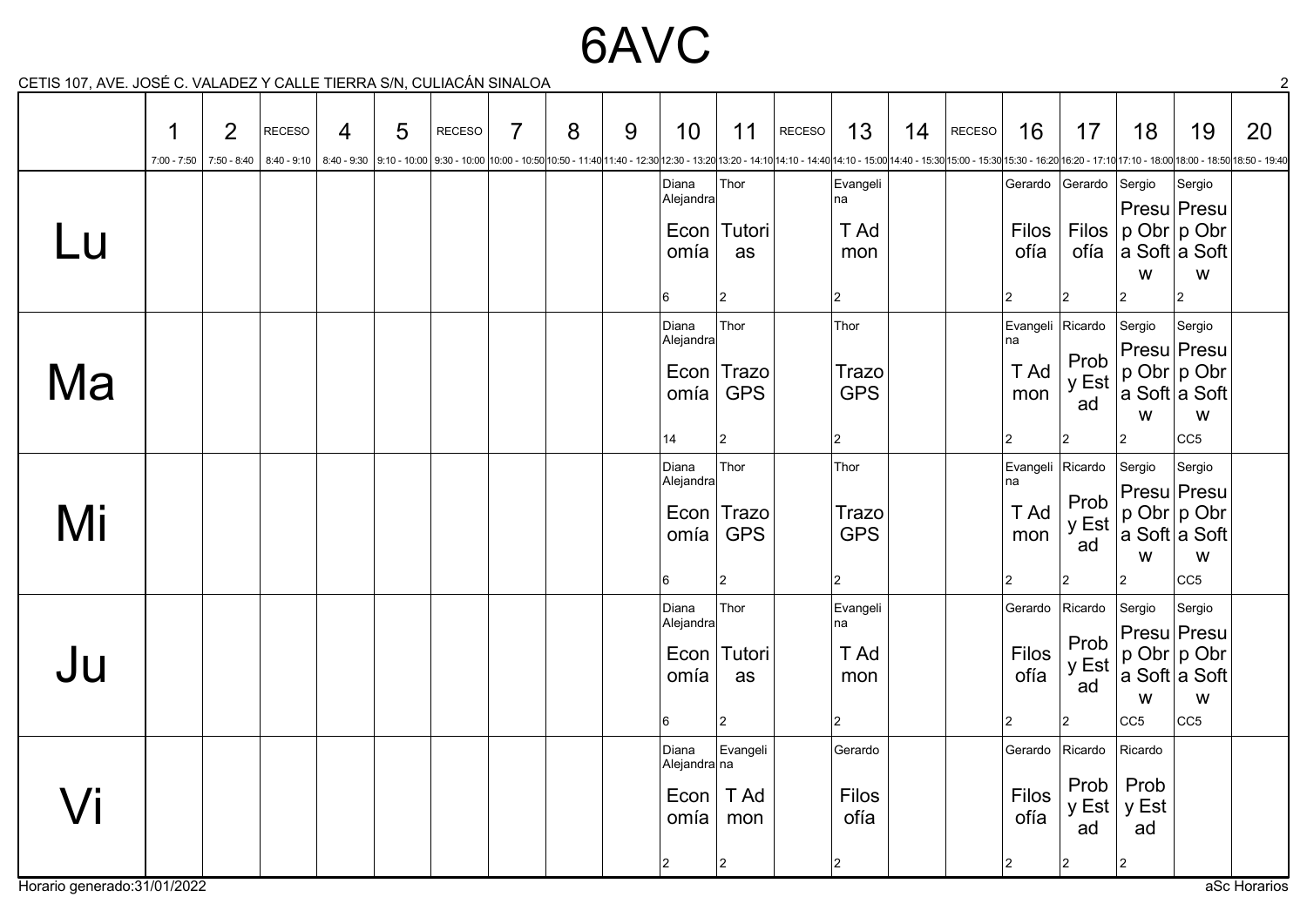# 6AVC

CETIS 107, AVE. JOSÉ C. VALADEZ Y CALLE TIERRA S/N, CULIACÁN SINALOA

| | 1 (7:00 - 7:50) | 2 (7:50 - 8:40) | RECESO (8:40 - 9:10) | 4 (8:40 - 9:30) | 5 (9:10 - 10:00) | RECESO (9:30 - 10:00) | 7 (10:00 - 10:50) | 8 (10:50 - 11:40) | 9 (11:40 - 12:30) | 10 (12:30 - 13:20) | 11 (13:20 - 14:10) | RECESO (14:10 - 14:40) | 13 (14:10 - 15:00) | 14 (14:40 - 15:30) | RECESO (15:00 - 15:30) | 16 (15:30 - 16:20) | 17 (16:20 - 17:10) | 18 (17:10 - 18:00) | 19 (18:00 - 18:50) | 20 (18:50 - 19:40) |
|---|---|---|---|---|---|---|---|---|---|---|---|---|---|---|---|---|---|---|---|---|
| Lu | | | | | | | | | | Diana Alejandra Economía 6 | Thor Tutorias 2 | | Evangelina T Admon 2 | | | Gerardo Filosofía 2 | Gerardo Filosofía 2 | Sergio Presup Obra Softw 2 | Sergio Presup Obra Softw 2 | |
| Ma | | | | | | | | | | Diana Alejandra Economía 14 | Thor Trazo GPS 2 | | Thor Trazo GPS 2 | | | Evangelina T Admon 2 | Ricardo Prob y Estad 2 | Sergio Presup Obra Softw 2 | Sergio Presup Obra Softw CC5 | |
| Mi | | | | | | | | | | Diana Alejandra Economía 6 | Thor Trazo GPS 2 | | Thor Trazo GPS 2 | | | Evangelina T Admon 2 | Ricardo Prob y Estad 2 | Sergio Presup Obra Softw 2 | Sergio Presup Obra Softw CC5 | |
| Ju | | | | | | | | | | Diana Alejandra Economía 6 | Thor Tutorias 2 | | Evangelina T Admon 2 | | | Gerardo Filosofía 2 | Ricardo Prob y Estad 2 | Sergio Presup Obra Softw CC5 | Sergio Presup Obra Softw CC5 | |
| Vi | | | | | | | | | | Diana Alejandra Economía 2 | Evangelina T Admon 2 | | Gerardo Filosofía 2 | | | Gerardo Filosofía 2 | Ricardo Prob y Estad 2 | Ricardo Prob y Estad 2 | | |

Horario generado:31/01/2022

aSc Horarios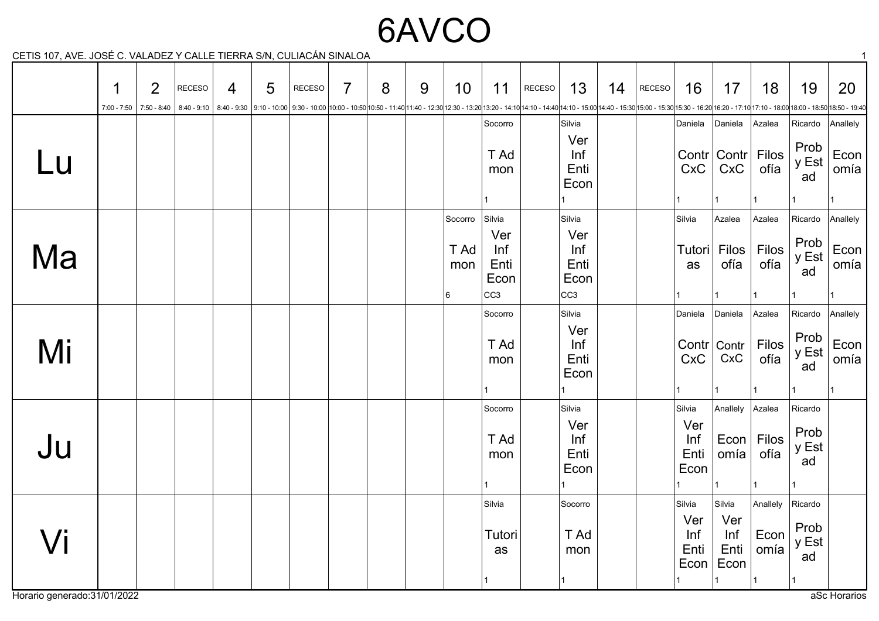# 6AVCO

CETIS 107, AVE. JOSÉ C. VALADEZ Y CALLE TIERRA S/N, CULIACÁN SINALOA

| | 1<br>7:00 - 7:50 | 2<br>7:50 - 8:40 | RECESO<br>8:40 - 9:10 | 4<br>8:40 - 9:30 | 5<br>9:10 - 10:00 | RECESO<br>9:30 - 10:00 | 7<br>10:00 - 10:50 | 8<br>10:50 - 11:40 | 9<br>11:40 - 12:30 | 10<br>12:30 - 13:20 | 11<br>13:20 - 14:10 | RECESO<br>14:10 - 14:40 | 13<br>14:10 - 15:00 | 14<br>14:40 - 15:30 | RECESO<br>15:00 - 15:30 | 16<br>15:30 - 16:20 | 17<br>16:20 - 17:10 | 18<br>17:10 - 18:00 | 19<br>18:00 - 18:50 | 20<br>18:50 - 19:40 |
|---|---|---|---|---|---|---|---|---|---|---|---|---|---|---|---|---|---|---|---|---|
| Lu | | | | | | | | | | | Socorro<br>T Ad mon<br>1 | | Silvia<br>Ver Inf Enti Econ<br>1 | | | Daniela<br>Contr CxC<br>1 | Daniela<br>Contr CxC<br>1 | Azalea<br>Filos ofía<br>1 | Ricardo<br>Prob y Est ad<br>1 | Anallely<br>Econ omía<br>1 |
| Ma | | | | | | | | | | Socorro<br>T Ad mon<br>6 | Silvia<br>Ver Inf Enti Econ<br>CC3 | | Silvia<br>Ver Inf Enti Econ<br>CC3 | | | Silvia<br>Tutori as<br>1 | Azalea<br>Filos ofía<br>1 | Azalea<br>Filos ofía<br>1 | Ricardo<br>Prob y Est ad<br>1 | Anallely<br>Econ omía<br>1 |
| Mi | | | | | | | | | | | Socorro<br>T Ad mon<br>1 | | Silvia<br>Ver Inf Enti Econ<br>1 | | | Daniela<br>Contr CxC<br>1 | Daniela<br>Contr CxC<br>1 | Azalea<br>Filos ofía<br>1 | Ricardo<br>Prob y Est ad<br>1 | Anallely<br>Econ omía<br>1 |
| Ju | | | | | | | | | | | Socorro<br>T Ad mon<br>1 | | Silvia<br>Ver Inf Enti Econ<br>1 | | | Silvia<br>Ver Inf Enti Econ<br>1 | Anallely<br>Econ omía<br>1 | Azalea<br>Filos ofía<br>1 | Ricardo<br>Prob y Est ad<br>1 | |
| Vi | | | | | | | | | | | Silvia<br>Tutori as<br>1 | | Socorro<br>T Ad mon<br>1 | | | Silvia<br>Ver Inf Enti Econ<br>1 | Silvia<br>Ver Inf Enti Econ<br>1 | Anallely<br>Econ omía<br>1 | Ricardo<br>Prob y Est ad<br>1 | |

Horario generado:31/01/2022

aSc Horarios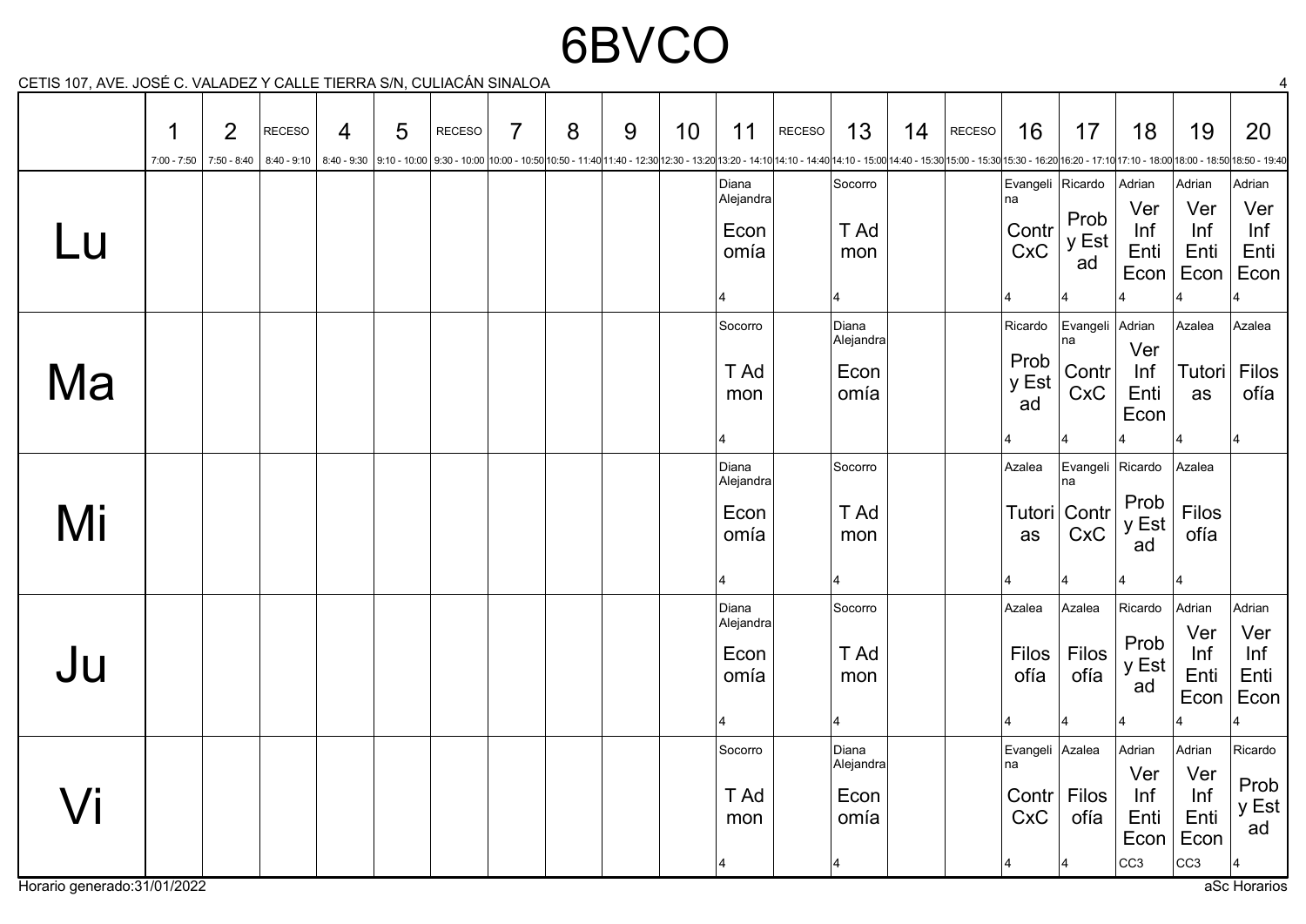# 6BVCO

CETIS 107, AVE. JOSÉ C. VALADEZ Y CALLE TIERRA S/N, CULIACÁN SINALOA

| | 1<br>7:00 - 7:50 | 2<br>7:50 - 8:40 | RECESO<br>8:40 - 9:10 | 4<br>8:40 - 9:30 | 5<br>9:10 - 10:00 | RECESO<br>9:30 - 10:00 | 7<br>10:00 - 10:50 | 8<br>10:50 - 11:40 | 9<br>11:40 - 12:30 | 10<br>12:30 - 13:20 | 11<br>13:20 - 14:10 | RECESO<br>14:10 - 14:40 | 13<br>14:10 - 15:00 | 14<br>14:40 - 15:30 | RECESO<br>15:00 - 15:30 | 16<br>15:30 - 16:20 | 17<br>16:20 - 17:10 | 18<br>17:10 - 18:00 | 19<br>18:00 - 18:50 | 20<br>18:50 - 19:40 |
|---|---|---|---|---|---|---|---|---|---|---|---|---|---|---|---|---|---|---|---|---|
| Lu | | | | | | | | | | | Diana Alejandra<br>Economía<br>4 | | Socorro<br>T Ad mon<br>4 | | | Evangelina<br>Contr CxC<br>4 | Ricardo<br>Prob y Estad<br>4 | Adrian<br>Ver Inf Enti Econ<br>4 | Adrian<br>Ver Inf Enti Econ<br>4 | Adrian<br>Ver Inf Enti Econ<br>4 |
| Ma | | | | | | | | | | | Socorro<br>T Ad mon<br>4 | | Diana Alejandra<br>Economía | | | Ricardo<br>Prob y Estad<br>4 | Evangelina<br>Contr CxC<br>4 | Adrian<br>Ver Inf Enti Econ<br>4 | Azalea<br>Tutorías<br>4 | Azalea<br>Filosofía<br>4 |
| Mi | | | | | | | | | | | Diana Alejandra<br>Economía<br>4 | | Socorro<br>T Ad mon<br>4 | | | Azalea<br>Tutorías<br>4 | Evangelina<br>Contr CxC<br>4 | Ricardo<br>Prob y Estad<br>4 | Azalea<br>Filosofía<br>4 | |
| Ju | | | | | | | | | | | Diana Alejandra<br>Economía<br>4 | | Socorro<br>T Ad mon<br>4 | | | Azalea<br>Filosofía<br>4 | Azalea<br>Filosofía<br>4 | Ricardo<br>Prob y Estad<br>4 | Adrian<br>Ver Inf Enti Econ<br>4 | Adrian<br>Ver Inf Enti Econ<br>4 |
| Vi | | | | | | | | | | | Socorro<br>T Ad mon<br>4 | | Diana Alejandra<br>Economía<br>4 | | | Evangelina<br>Contr CxC<br>4 | Azalea<br>Filosofía<br>4 | Adrian<br>Ver Inf Enti Econ<br>CC3 | Adrian<br>Ver Inf Enti Econ<br>CC3 | Ricardo<br>Prob y Estad<br>4 |

Horario generado:31/01/2022

aSc Horarios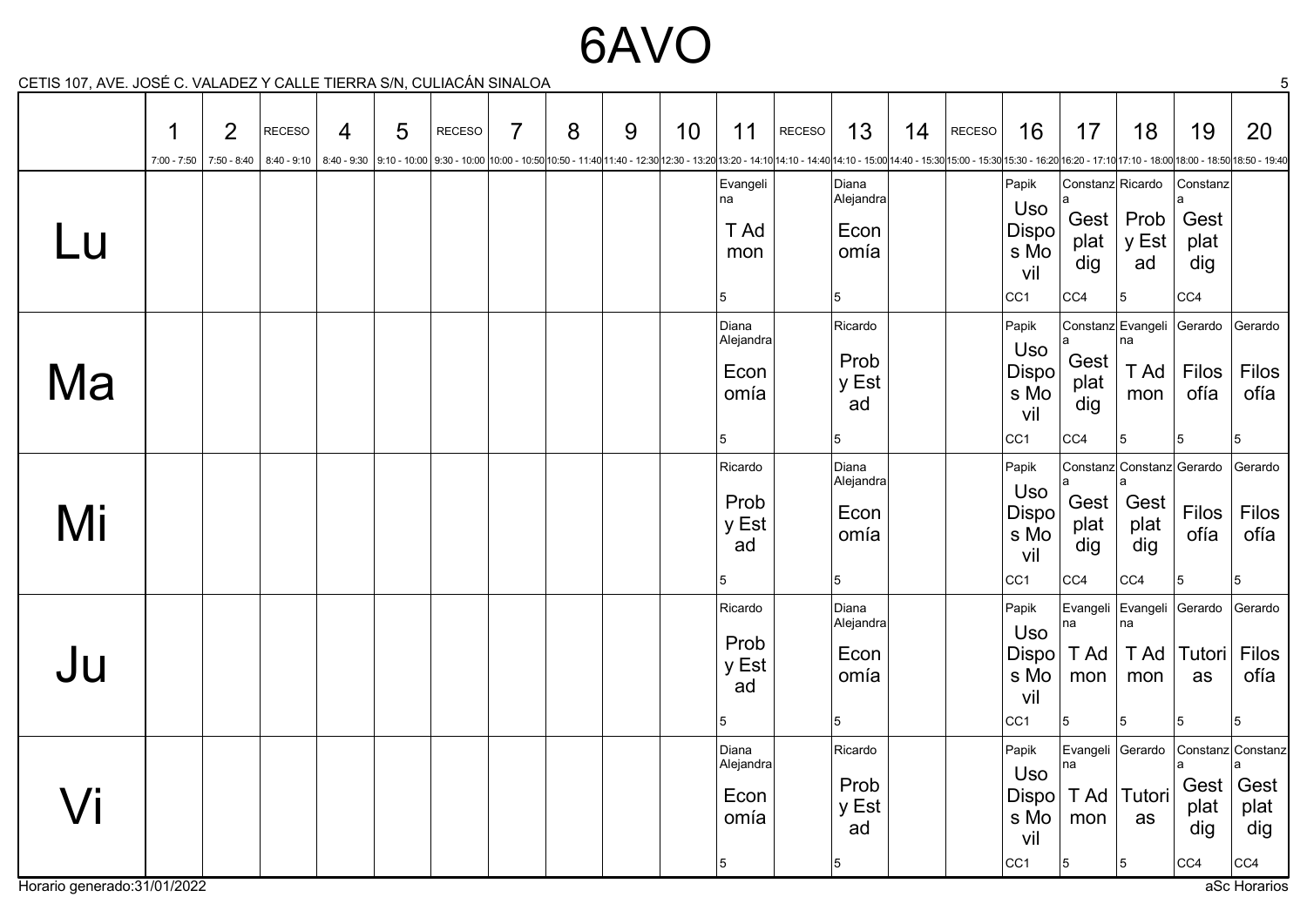# 6AVO

CETIS 107, AVE. JOSÉ C. VALADEZ Y CALLE TIERRA S/N, CULIACÁN SINALOA

| | 1 | 2 | RECESO | 4 | 5 | RECESO | 7 | 8 | 9 | 10 | 11 | RECESO | 13 | 14 | RECESO | 16 | 17 | 18 | 19 | 20 |
|---|---|---|---|---|---|---|---|---|---|---|---|---|---|---|---|---|---|---|---|---|
| | 7:00 - 7:50 | 7:50 - 8:40 | 8:40 - 9:10 | 8:40 - 9:30 | 9:10 - 10:00 | 9:30 - 10:00 | 10:00 - 10:50 | 10:50 - 11:40 | 11:40 - 12:30 | 12:30 - 13:20 | 13:20 - 14:10 | 14:10 - 14:40 | 14:10 - 15:00 | 14:40 - 15:30 | 15:00 - 15:30 | 15:30 - 16:20 | 16:20 - 17:10 | 17:10 - 18:00 | 18:00 - 18:50 | 18:50 - 19:40 |
| Lu | | | | | | | | | | | Evangelina T Ad mon 5 | | Diana Alejandra Economía 5 | | | Papik Uso Dispos Movil CC1 | Constanza Gest plat dig CC4 | Ricardo Prob y Est ad 5 | Constanza Gest plat dig CC4 | |
| Ma | | | | | | | | | | | Diana Alejandra Economía 5 | | Ricardo Prob y Est ad 5 | | | Papik Uso Dispos Movil CC1 | Constanza Gest plat dig CC4 | Evangelina T Ad mon 5 | Gerardo Filosofía 5 | Gerardo Filosofía 5 |
| Mi | | | | | | | | | | | Ricardo Prob y Est ad 5 | | Diana Alejandra Economía 5 | | | Papik Uso Dispos Movil CC1 | Constanza Gest plat dig CC4 | Constanza Gest plat dig CC4 | Gerardo Filosofía 5 | Gerardo Filosofía 5 |
| Ju | | | | | | | | | | | Ricardo Prob y Est ad 5 | | Diana Alejandra Economía 5 | | | Papik Uso Dispos Movil CC1 | Evangelina T Ad mon 5 | Evangelina T Ad mon 5 | Gerardo Tutorias 5 | Gerardo Filosofía 5 |
| Vi | | | | | | | | | | | Diana Alejandra Economía 5 | | Ricardo Prob y Est ad 5 | | | Papik Uso Dispos Movil CC1 | Evangelina T Ad mon 5 | Gerardo Tutorias 5 | Constanza Gest plat dig CC4 | Constanza Gest plat dig CC4 |

Horario generado:31/01/2022

aSc Horarios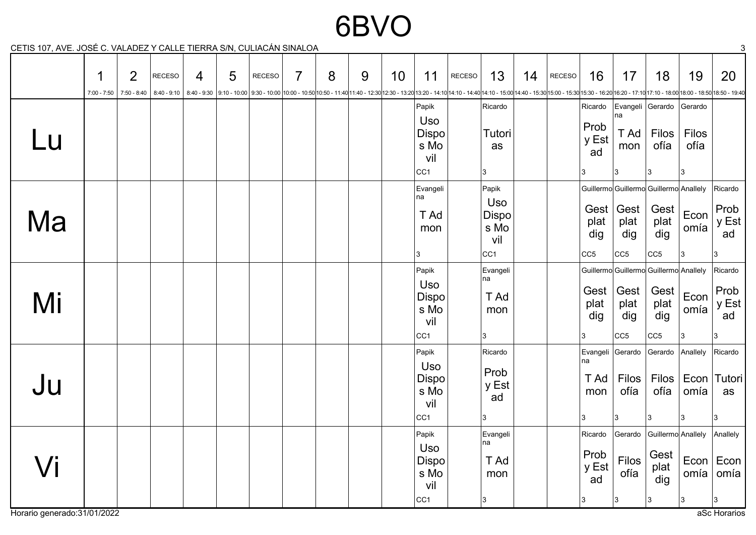# 6BVO

CETIS 107, AVE. JOSÉ C. VALADEZ Y CALLE TIERRA S/N, CULIACÁN SINALOA

| | 1 (7:00 - 7:50) | 2 (7:50 - 8:40) | RECESO (8:40 - 9:10) | 4 (8:40 - 9:30) | 5 (9:10 - 10:00) | RECESO (9:30 - 10:00) | 7 (10:00 - 10:50) | 8 (10:50 - 11:40) | 9 (11:40 - 12:30) | 10 (12:30 - 13:20) | 11 (13:20 - 14:10) | RECESO (14:10 - 14:40) | 13 (14:10 - 15:00) | 14 (14:40 - 15:30) | RECESO (15:00 - 15:30) | 16 (15:30 - 16:20) | 17 (16:20 - 17:10) | 18 (17:10 - 18:00) | 19 (18:00 - 18:50) | 20 (18:50 - 19:40) |
|---|---|---|---|---|---|---|---|---|---|---|---|---|---|---|---|---|---|---|---|---|
| Lu | | | | | | | | | | | Papik Uso Dispos Movil CC1 | | Ricardo Tutorias 3 | | | Ricardo Prob y Estad 3 | Evangelina T Admon 3 | Gerardo Filosofía 3 | Gerardo Filosofía 3 | |
| Ma | | | | | | | | | | | Evangelina T Admon 3 | | Papik Uso Dispos Movil CC1 | | | Guillermo Gest plat dig CC5 | Guillermo Gest plat dig CC5 | Guillermo Gest plat dig CC5 | Anallely Economía 3 | Ricardo Prob y Estad 3 |
| Mi | | | | | | | | | | | Papik Uso Dispos Movil CC1 | | Evangelina T Admon 3 | | | Guillermo Gest plat dig 3 | Guillermo Gest plat dig CC5 | Guillermo Gest plat dig CC5 | Anallely Economía 3 | Ricardo Prob y Estad 3 |
| Ju | | | | | | | | | | | Papik Uso Dispos Movil CC1 | | Ricardo Prob y Estad 3 | | | Evangelina T Admon 3 | Gerardo Filosofía 3 | Gerardo Filosofía 3 | Anallely Economía 3 | Ricardo Tutorias 3 |
| Vi | | | | | | | | | | | Papik Uso Dispos Movil CC1 | | Evangelina T Admon 3 | | | Ricardo Prob y Estad 3 | Gerardo Filosofía 3 | Guillermo Gest plat dig 3 | Anallely Economía 3 | Anallely Economía 3 |

Horario generado:31/01/2022

aSc Horarios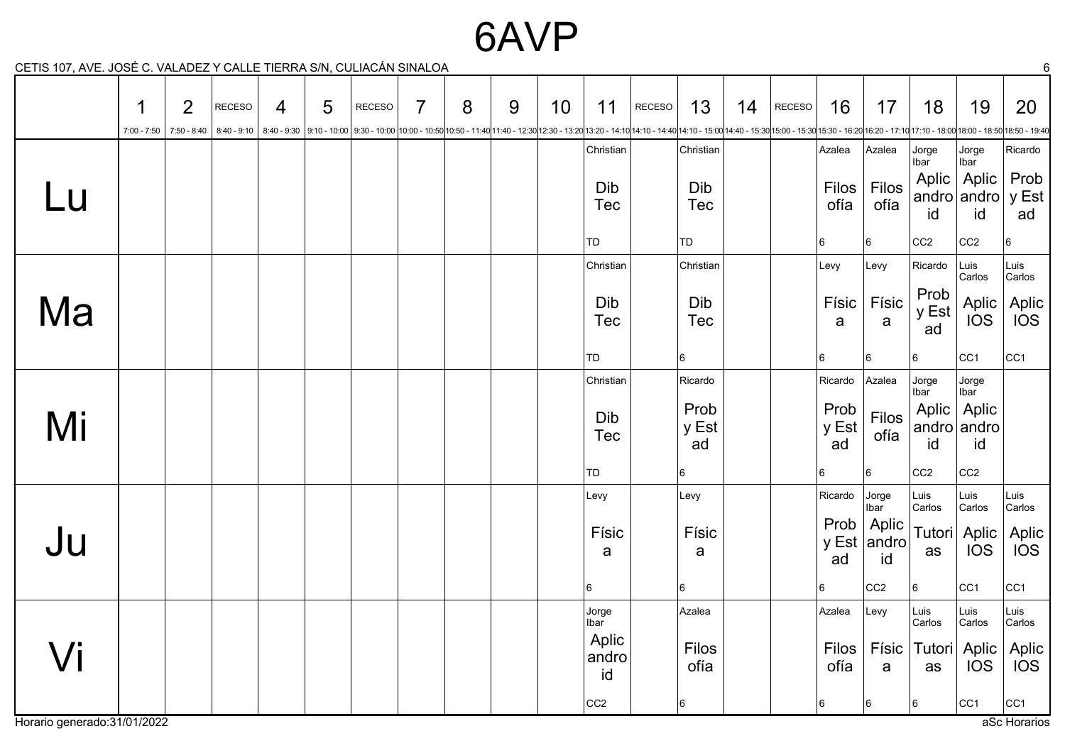# 6AVP

CETIS 107, AVE. JOSÉ C. VALADEZ Y CALLE TIERRA S/N, CULIACÁN SINALOA

| | 1 (7:00 - 7:50) | 2 (7:50 - 8:40) | RECESO (8:40 - 9:10) | 4 (8:40 - 9:30) | 5 (9:10 - 10:00) | RECESO (9:30 - 10:00) | 7 (10:00 - 10:50) | 8 (10:50 - 11:40) | 9 (11:40 - 12:30) | 10 (12:30 - 13:20) | 11 (13:20 - 14:10) | RECESO (14:10 - 14:40) | 13 (14:10 - 15:00) | 14 (14:40 - 15:30) | RECESO (15:00 - 15:30) | 16 (15:30 - 16:20) | 17 (16:20 - 17:10) | 18 (17:10 - 18:00) | 19 (18:00 - 18:50) | 20 (18:50 - 19:40) |
|---|---|---|---|---|---|---|---|---|---|---|---|---|---|---|---|---|---|---|---|---|
| Lu | | | | | | | | | | | Christian Dib Tec TD | | Christian Dib Tec TD | | | Azalea Filosofía 6 | Azalea Filosofía 6 | Jorge Ibar Aplic android CC2 | Jorge Ibar Aplic android CC2 | Ricardo Prob y Estad 6 |
| Ma | | | | | | | | | | | Christian Dib Tec TD | | Christian Dib Tec 6 | | | Levy Física 6 | Levy Física 6 | Ricardo Prob y Estad 6 | Luis Carlos Aplic IOS CC1 | Luis Carlos Aplic IOS CC1 |
| Mi | | | | | | | | | | | Christian Dib Tec TD | | Ricardo Prob y Estad 6 | | | Ricardo Prob y Estad 6 | Azalea Filosofía 6 | Jorge Ibar Aplic android CC2 | Jorge Ibar Aplic android CC2 | |
| Ju | | | | | | | | | | | Levy Física 6 | | Levy Física 6 | | | Ricardo Prob y Estad 6 | Jorge Ibar Aplic android CC2 | Luis Carlos Tutorias 6 | Luis Carlos Aplic IOS CC1 | Luis Carlos Aplic IOS CC1 |
| Vi | | | | | | | | | | | Jorge Ibar Aplic android CC2 | | Azalea Filosofía 6 | | | Azalea Filosofía 6 | Levy Física 6 | Luis Carlos Tutorias 6 | Luis Carlos Aplic IOS CC1 | Luis Carlos Aplic IOS CC1 |

Horario generado:31/01/2022

aSc Horarios